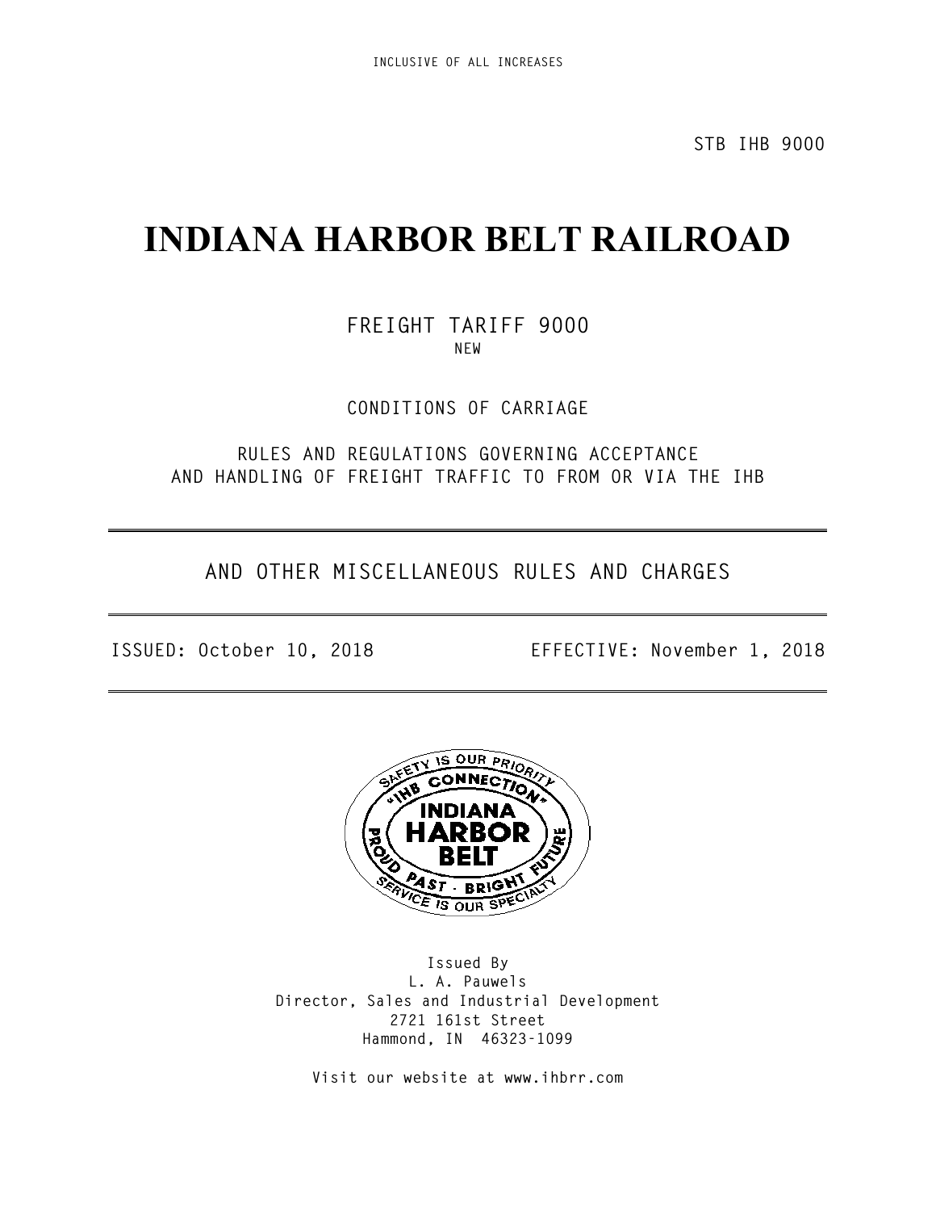INCLUSIVE OF ALL INCREASES

STB IHB 9000

# INDIANA HARBOR BELT RAILROAD

FREIGHT TARIFF 9000
NEW

CONDITIONS OF CARRIAGE

RULES AND REGULATIONS GOVERNING ACCEPTANCE
AND HANDLING OF FREIGHT TRAFFIC TO FROM OR VIA THE IHB

---

AND OTHER MISCELLANEOUS RULES AND CHARGES

---

ISSUED: October 10, 2018 EFFECTIVE: November 1, 2018

---

Issued By
L. A. Pauwels
Director, Sales and Industrial Development
2721 161st Street
Hammond, IN 46323-1099

Visit our website at www.ihbrr.com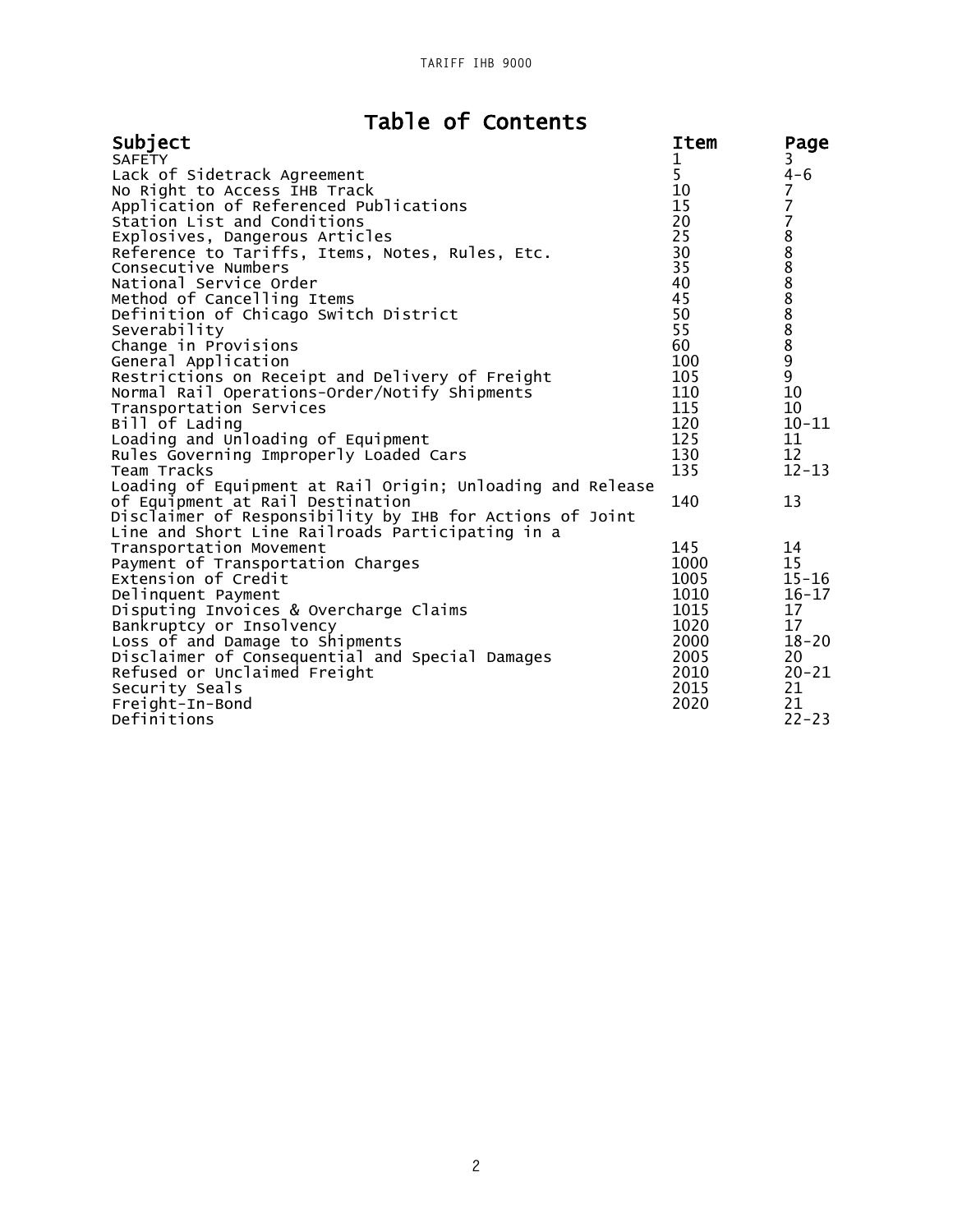# Table of Contents

| Subject | Item | Page |
|---|---|---|
| SAFETY | 1 | 3 |
| Lack of Sidetrack Agreement | 5 | 4-6 |
| No Right to Access IHB Track | 10 | 7 |
| Application of Referenced Publications | 15 | 7 |
| Station List and Conditions | 20 | 7 |
| Explosives, Dangerous Articles | 25 | 8 |
| Reference to Tariffs, Items, Notes, Rules, Etc. | 30 | 8 |
| Consecutive Numbers | 35 | 8 |
| National Service Order | 40 | 8 |
| Method of Cancelling Items | 45 | 8 |
| Definition of Chicago Switch District | 50 | 8 |
| Severability | 55 | 8 |
| Change in Provisions | 60 | 8 |
| General Application | 100 | 9 |
| Restrictions on Receipt and Delivery of Freight | 105 | 9 |
| Normal Rail Operations-Order/Notify Shipments | 110 | 10 |
| Transportation Services | 115 | 10 |
| Bill of Lading | 120 | 10-11 |
| Loading and Unloading of Equipment | 125 | 11 |
| Rules Governing Improperly Loaded Cars | 130 | 12 |
| Team Tracks | 135 | 12-13 |
| Loading of Equipment at Rail Origin; Unloading and Release of Equipment at Rail Destination | 140 | 13 |
| Disclaimer of Responsibility by IHB for Actions of Joint Line and Short Line Railroads Participating in a Transportation Movement | 145 | 14 |
| Payment of Transportation Charges | 1000 | 15 |
| Extension of Credit | 1005 | 15-16 |
| Delinquent Payment | 1010 | 16-17 |
| Disputing Invoices & Overcharge Claims | 1015 | 17 |
| Bankruptcy or Insolvency | 1020 | 17 |
| Loss of and Damage to Shipments | 2000 | 18-20 |
| Disclaimer of Consequential and Special Damages | 2005 | 20 |
| Refused or Unclaimed Freight | 2010 | 20-21 |
| Security Seals | 2015 | 21 |
| Freight-In-Bond | 2020 | 21 |
| Definitions | | 22-23 |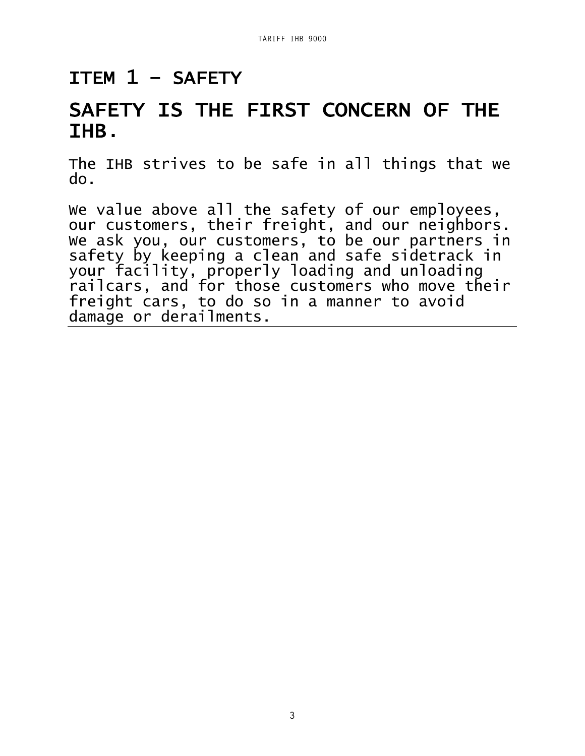# ITEM 1 – SAFETY

## SAFETY IS THE FIRST CONCERN OF THE IHB.

The IHB strives to be safe in all things that we do.

We value above all the safety of our employees, our customers, their freight, and our neighbors. We ask you, our customers, to be our partners in safety by keeping a clean and safe sidetrack in your facility, properly loading and unloading railcars, and for those customers who move their freight cars, to do so in a manner to avoid damage or derailments.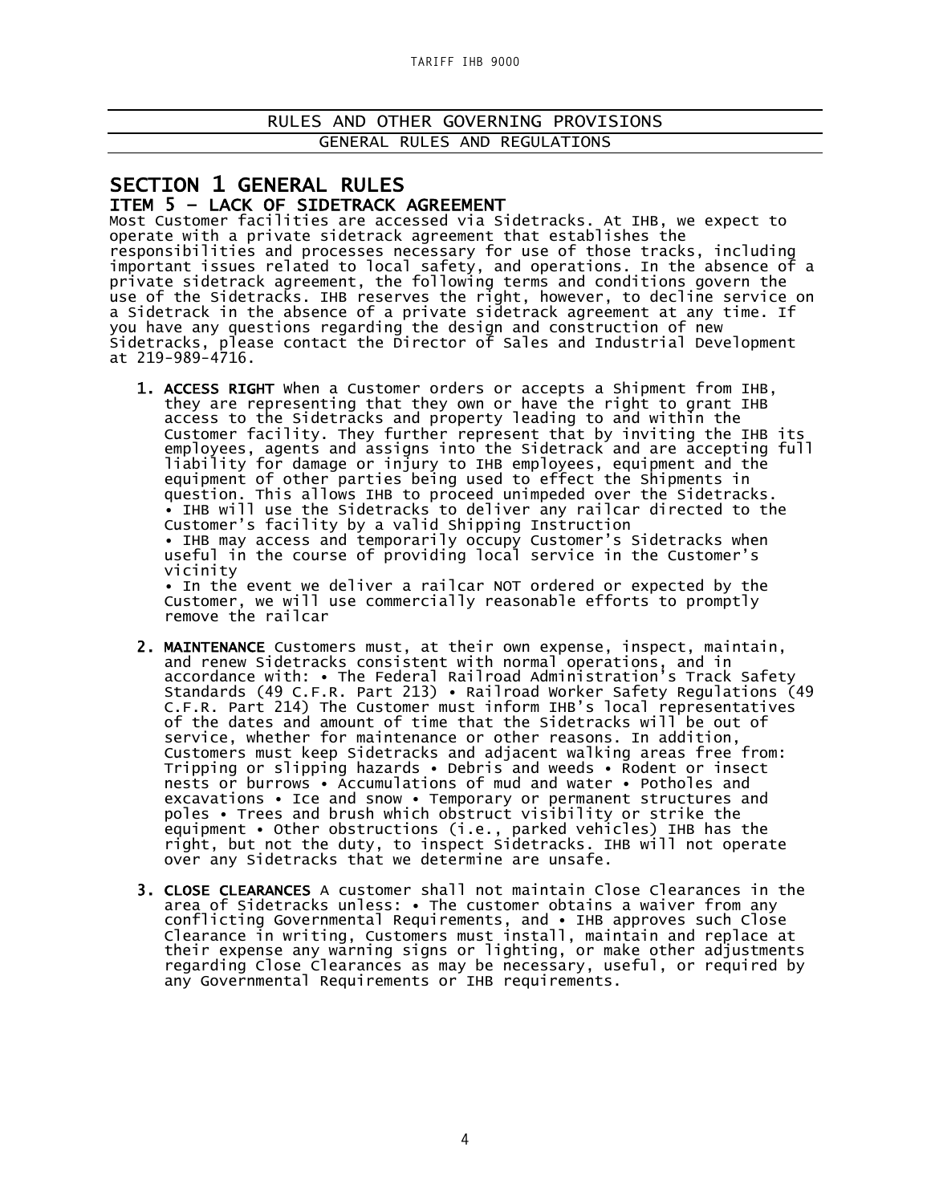RULES AND OTHER GOVERNING PROVISIONS

GENERAL RULES AND REGULATIONS

# SECTION 1 GENERAL RULES

## ITEM 5 – LACK OF SIDETRACK AGREEMENT

Most Customer facilities are accessed via Sidetracks. At IHB, we expect to operate with a private sidetrack agreement that establishes the responsibilities and processes necessary for use of those tracks, including important issues related to local safety, and operations. In the absence of a private sidetrack agreement, the following terms and conditions govern the use of the Sidetracks. IHB reserves the right, however, to decline service on a Sidetrack in the absence of a private sidetrack agreement at any time. If you have any questions regarding the design and construction of new Sidetracks, please contact the Director of Sales and Industrial Development at 219-989-4716.

1. **ACCESS RIGHT** When a Customer orders or accepts a Shipment from IHB, they are representing that they own or have the right to grant IHB access to the Sidetracks and property leading to and within the Customer facility. They further represent that by inviting the IHB its employees, agents and assigns into the Sidetrack and are accepting full liability for damage or injury to IHB employees, equipment and the equipment of other parties being used to effect the Shipments in question. This allows IHB to proceed unimpeded over the Sidetracks.
   • IHB will use the Sidetracks to deliver any railcar directed to the Customer's facility by a valid Shipping Instruction
   • IHB may access and temporarily occupy Customer's Sidetracks when useful in the course of providing local service in the Customer's vicinity
   • In the event we deliver a railcar NOT ordered or expected by the Customer, we will use commercially reasonable efforts to promptly remove the railcar

2. **MAINTENANCE** Customers must, at their own expense, inspect, maintain, and renew Sidetracks consistent with normal operations, and in accordance with: • The Federal Railroad Administration's Track Safety Standards (49 C.F.R. Part 213) • Railroad Worker Safety Regulations (49 C.F.R. Part 214) The Customer must inform IHB's local representatives of the dates and amount of time that the Sidetracks will be out of service, whether for maintenance or other reasons. In addition, Customers must keep Sidetracks and adjacent walking areas free from: Tripping or slipping hazards • Debris and weeds • Rodent or insect nests or burrows • Accumulations of mud and water • Potholes and excavations • Ice and snow • Temporary or permanent structures and poles • Trees and brush which obstruct visibility or strike the equipment • Other obstructions (i.e., parked vehicles) IHB has the right, but not the duty, to inspect Sidetracks. IHB will not operate over any Sidetracks that we determine are unsafe.

3. **CLOSE CLEARANCES** A customer shall not maintain Close Clearances in the area of Sidetracks unless: • The customer obtains a waiver from any conflicting Governmental Requirements, and • IHB approves such Close Clearance in writing, Customers must install, maintain and replace at their expense any warning signs or lighting, or make other adjustments regarding Close Clearances as may be necessary, useful, or required by any Governmental Requirements or IHB requirements.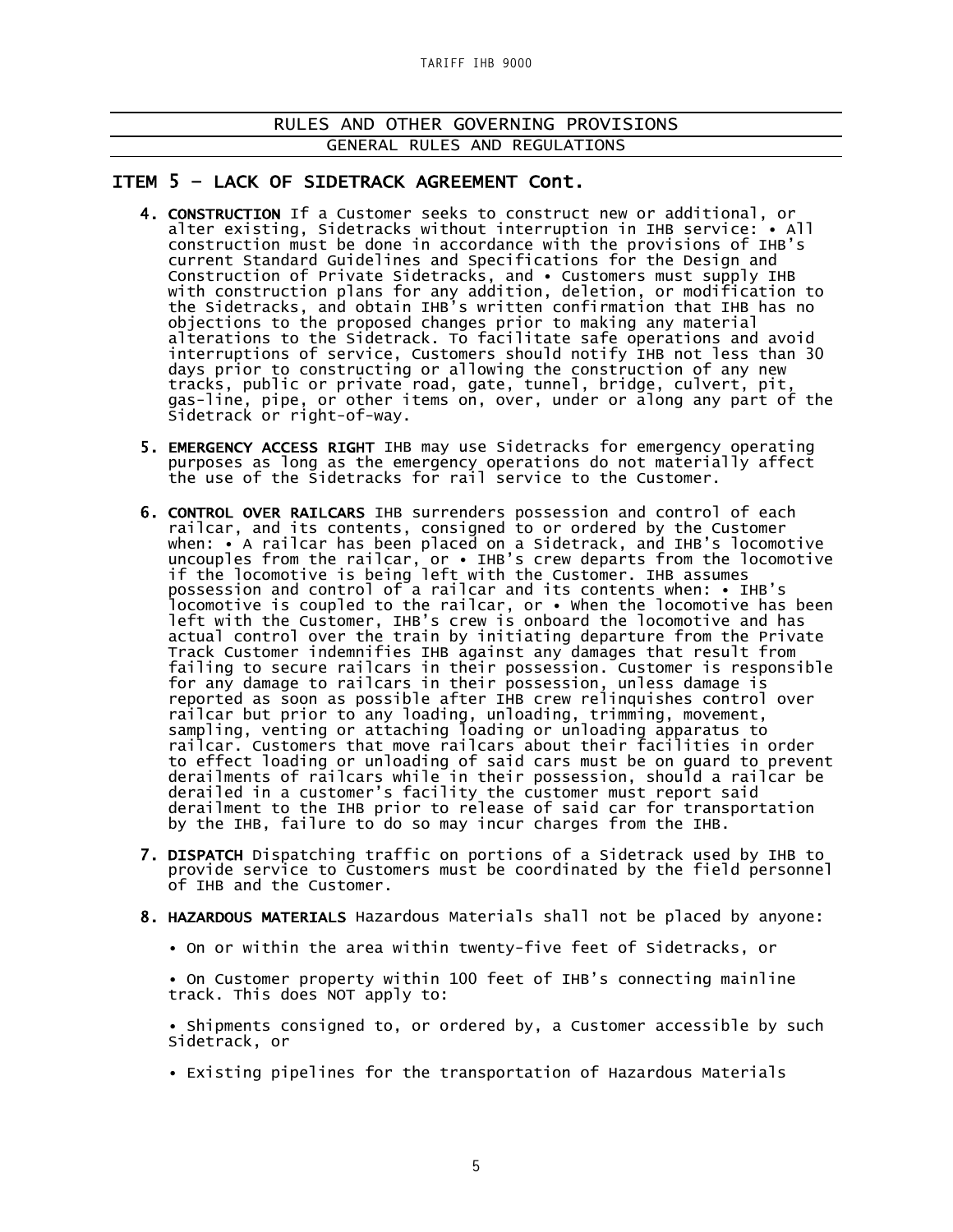RULES AND OTHER GOVERNING PROVISIONS

GENERAL RULES AND REGULATIONS

## ITEM 5 – LACK OF SIDETRACK AGREEMENT Cont.

4. **CONSTRUCTION** If a Customer seeks to construct new or additional, or alter existing, Sidetracks without interruption in IHB service: • All construction must be done in accordance with the provisions of IHB's current Standard Guidelines and Specifications for the Design and Construction of Private Sidetracks, and • Customers must supply IHB with construction plans for any addition, deletion, or modification to the Sidetracks, and obtain IHB's written confirmation that IHB has no objections to the proposed changes prior to making any material alterations to the Sidetrack. To facilitate safe operations and avoid interruptions of service, Customers should notify IHB not less than 30 days prior to constructing or allowing the construction of any new tracks, public or private road, gate, tunnel, bridge, culvert, pit, gas-line, pipe, or other items on, over, under or along any part of the Sidetrack or right-of-way.

5. **EMERGENCY ACCESS RIGHT** IHB may use Sidetracks for emergency operating purposes as long as the emergency operations do not materially affect the use of the Sidetracks for rail service to the Customer.

6. **CONTROL OVER RAILCARS** IHB surrenders possession and control of each railcar, and its contents, consigned to or ordered by the Customer when: • A railcar has been placed on a Sidetrack, and IHB's locomotive uncouples from the railcar, or • IHB's crew departs from the locomotive if the locomotive is being left with the Customer. IHB assumes possession and control of a railcar and its contents when: • IHB's locomotive is coupled to the railcar, or • When the locomotive has been left with the Customer, IHB's crew is onboard the locomotive and has actual control over the train by initiating departure from the Private Track Customer indemnifies IHB against any damages that result from failing to secure railcars in their possession. Customer is responsible for any damage to railcars in their possession, unless damage is reported as soon as possible after IHB crew relinquishes control over railcar but prior to any loading, unloading, trimming, movement, sampling, venting or attaching loading or unloading apparatus to railcar. Customers that move railcars about their facilities in order to effect loading or unloading of said cars must be on guard to prevent derailments of railcars while in their possession, should a railcar be derailed in a customer's facility the customer must report said derailment to the IHB prior to release of said car for transportation by the IHB, failure to do so may incur charges from the IHB.

7. **DISPATCH** Dispatching traffic on portions of a Sidetrack used by IHB to provide service to Customers must be coordinated by the field personnel of IHB and the Customer.

8. **HAZARDOUS MATERIALS** Hazardous Materials shall not be placed by anyone:

    • On or within the area within twenty-five feet of Sidetracks, or

    • On Customer property within 100 feet of IHB's connecting mainline track. This does NOT apply to:

    • Shipments consigned to, or ordered by, a Customer accessible by such Sidetrack, or

    • Existing pipelines for the transportation of Hazardous Materials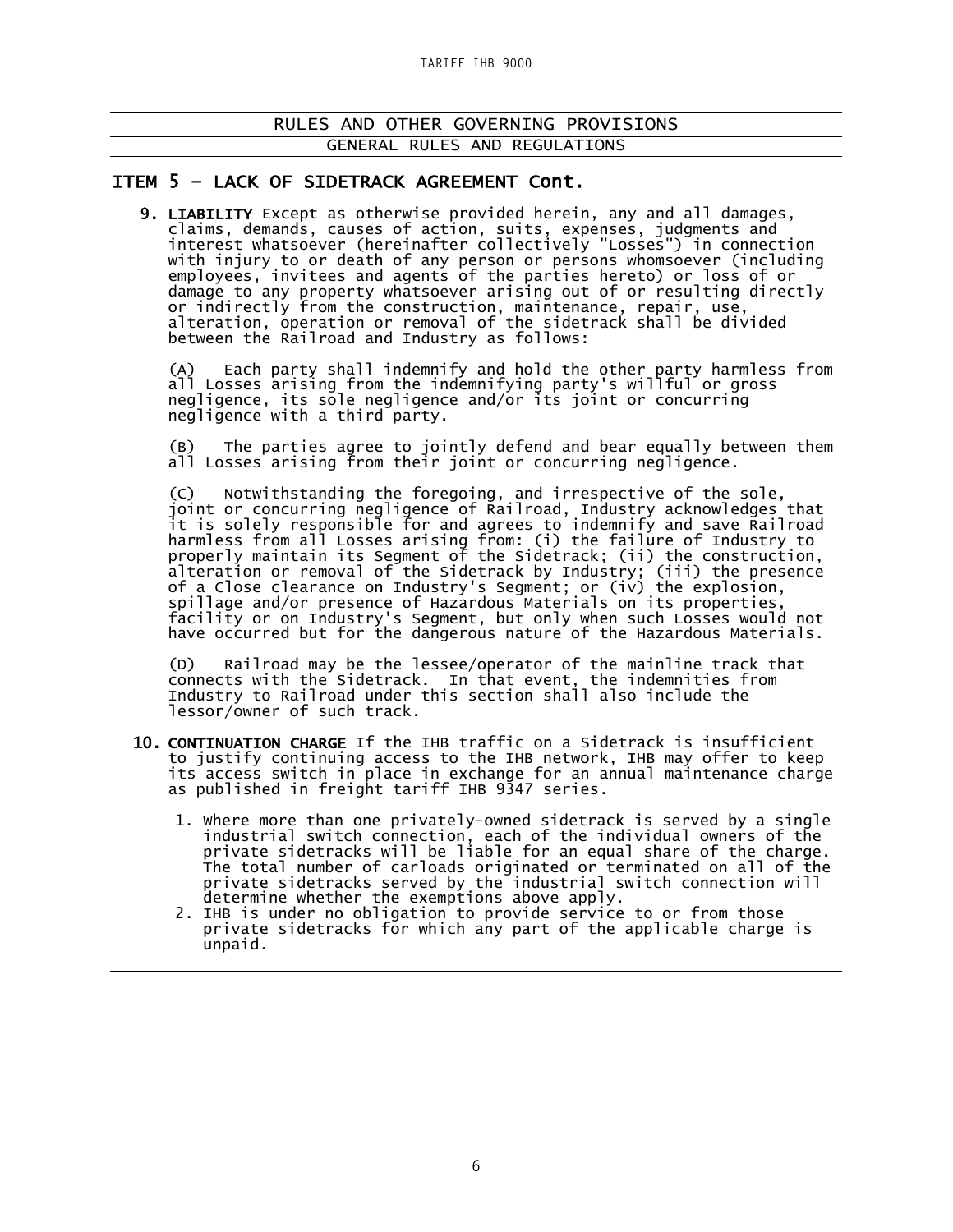## RULES AND OTHER GOVERNING PROVISIONS

### GENERAL RULES AND REGULATIONS

## ITEM 5 – LACK OF SIDETRACK AGREEMENT Cont.

9. **LIABILITY** Except as otherwise provided herein, any and all damages, claims, demands, causes of action, suits, expenses, judgments and interest whatsoever (hereinafter collectively "Losses") in connection with injury to or death of any person or persons whomsoever (including employees, invitees and agents of the parties hereto) or loss of or damage to any property whatsoever arising out of or resulting directly or indirectly from the construction, maintenance, repair, use, alteration, operation or removal of the sidetrack shall be divided between the Railroad and Industry as follows:

   (A) Each party shall indemnify and hold the other party harmless from all Losses arising from the indemnifying party's willful or gross negligence, its sole negligence and/or its joint or concurring negligence with a third party.

   (B) The parties agree to jointly defend and bear equally between them all Losses arising from their joint or concurring negligence.

   (C) Notwithstanding the foregoing, and irrespective of the sole, joint or concurring negligence of Railroad, Industry acknowledges that it is solely responsible for and agrees to indemnify and save Railroad harmless from all Losses arising from: (i) the failure of Industry to properly maintain its Segment of the Sidetrack; (ii) the construction, alteration or removal of the Sidetrack by Industry; (iii) the presence of a Close Clearance on Industry's Segment; or (iv) the explosion, spillage and/or presence of Hazardous Materials on its properties, facility or on Industry's Segment, but only when such Losses would not have occurred but for the dangerous nature of the Hazardous Materials.

   (D) Railroad may be the lessee/operator of the mainline track that connects with the Sidetrack. In that event, the indemnities from Industry to Railroad under this section shall also include the lessor/owner of such track.

10. **CONTINUATION CHARGE** If the IHB traffic on a Sidetrack is insufficient to justify continuing access to the IHB network, IHB may offer to keep its access switch in place in exchange for an annual maintenance charge as published in freight tariff IHB 9347 series.

    1. Where more than one privately-owned sidetrack is served by a single industrial switch connection, each of the individual owners of the private sidetracks will be liable for an equal share of the charge. The total number of carloads originated or terminated on all of the private sidetracks served by the industrial switch connection will determine whether the exemptions above apply.
    2. IHB is under no obligation to provide service to or from those private sidetracks for which any part of the applicable charge is unpaid.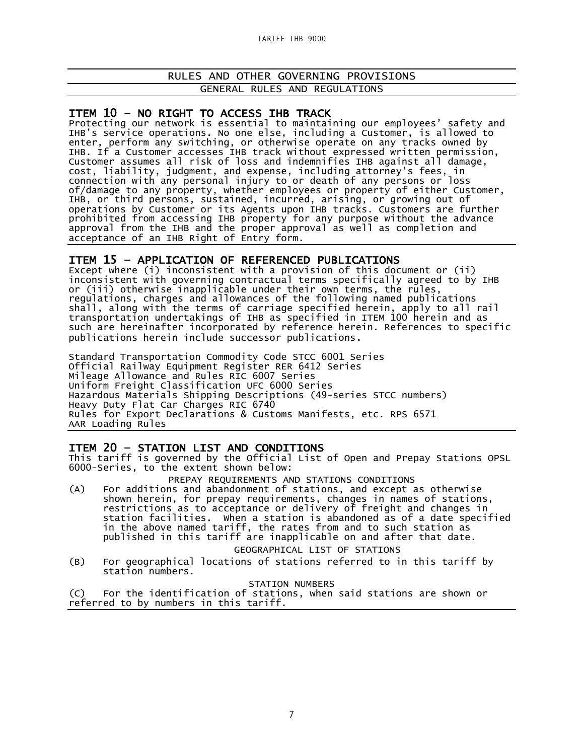## RULES AND OTHER GOVERNING PROVISIONS

### GENERAL RULES AND REGULATIONS

### ITEM 10 – NO RIGHT TO ACCESS IHB TRACK

Protecting our network is essential to maintaining our employees' safety and IHB's service operations. No one else, including a Customer, is allowed to enter, perform any switching, or otherwise operate on any tracks owned by IHB. If a Customer accesses IHB track without expressed written permission, Customer assumes all risk of loss and indemnifies IHB against all damage, cost, liability, judgment, and expense, including attorney's fees, in connection with any personal injury to or death of any persons or loss of/damage to any property, whether employees or property of either Customer, IHB, or third persons, sustained, incurred, arising, or growing out of operations by Customer or its Agents upon IHB tracks. Customers are further prohibited from accessing IHB property for any purpose without the advance approval from the IHB and the proper approval as well as completion and acceptance of an IHB Right of Entry form.

### ITEM 15 – APPLICATION OF REFERENCED PUBLICATIONS

Except where (i) inconsistent with a provision of this document or (ii) inconsistent with governing contractual terms specifically agreed to by IHB or (iii) otherwise inapplicable under their own terms, the rules, regulations, charges and allowances of the following named publications shall, along with the terms of carriage specified herein, apply to all rail transportation undertakings of IHB as specified in ITEM 100 herein and as such are hereinafter incorporated by reference herein. References to specific publications herein include successor publications.

Standard Transportation Commodity Code STCC 6001 Series
Official Railway Equipment Register RER 6412 Series
Mileage Allowance and Rules RIC 6007 Series
Uniform Freight Classification UFC 6000 Series
Hazardous Materials Shipping Descriptions (49-series STCC numbers)
Heavy Duty Flat Car Charges RIC 6740
Rules for Export Declarations & Customs Manifests, etc. RPS 6571
AAR Loading Rules

### ITEM 20 – STATION LIST AND CONDITIONS

This tariff is governed by the Official List of Open and Prepay Stations OPSL 6000-Series, to the extent shown below:

PREPAY REQUIREMENTS AND STATIONS CONDITIONS

(A) For additions and abandonment of stations, and except as otherwise shown herein, for prepay requirements, changes in names of stations, restrictions as to acceptance or delivery of freight and changes in station facilities. When a station is abandoned as of a date specified in the above named tariff, the rates from and to such station as published in this tariff are inapplicable on and after that date.

GEOGRAPHICAL LIST OF STATIONS

(B) For geographical locations of stations referred to in this tariff by station numbers.

STATION NUMBERS

(C) For the identification of stations, when said stations are shown or referred to by numbers in this tariff.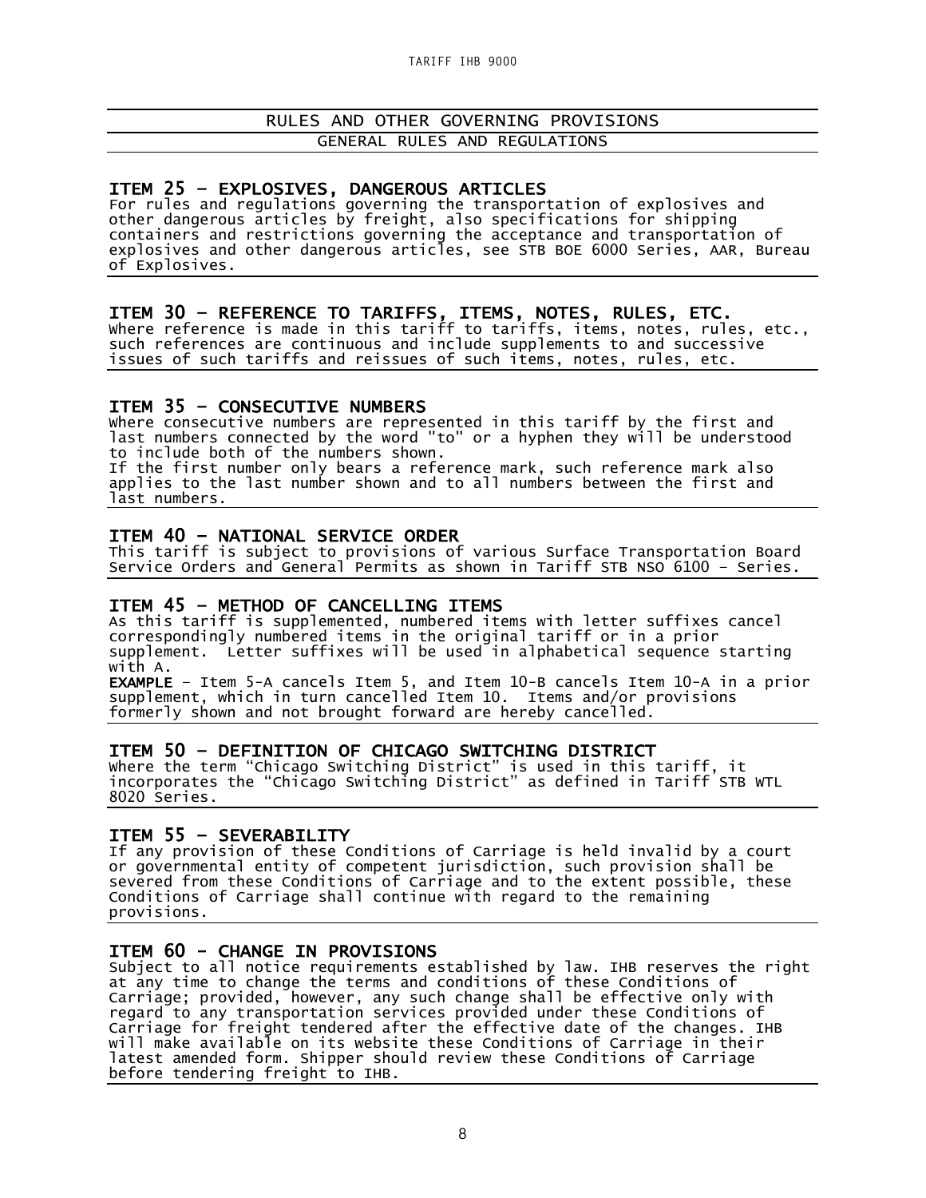## RULES AND OTHER GOVERNING PROVISIONS

### GENERAL RULES AND REGULATIONS

### ITEM 25 – EXPLOSIVES, DANGEROUS ARTICLES

For rules and regulations governing the transportation of explosives and other dangerous articles by freight, also specifications for shipping containers and restrictions governing the acceptance and transportation of explosives and other dangerous articles, see STB BOE 6000 Series, AAR, Bureau of Explosives.

### ITEM 30 – REFERENCE TO TARIFFS, ITEMS, NOTES, RULES, ETC.

Where reference is made in this tariff to tariffs, items, notes, rules, etc., such references are continuous and include supplements to and successive issues of such tariffs and reissues of such items, notes, rules, etc.

### ITEM 35 – CONSECUTIVE NUMBERS

Where consecutive numbers are represented in this tariff by the first and last numbers connected by the word "to" or a hyphen they will be understood to include both of the numbers shown.
If the first number only bears a reference mark, such reference mark also applies to the last number shown and to all numbers between the first and last numbers.

### ITEM 40 – NATIONAL SERVICE ORDER

This tariff is subject to provisions of various Surface Transportation Board Service Orders and General Permits as shown in Tariff STB NSO 6100 – Series.

### ITEM 45 – METHOD OF CANCELLING ITEMS

As this tariff is supplemented, numbered items with letter suffixes cancel correspondingly numbered items in the original tariff or in a prior supplement. Letter suffixes will be used in alphabetical sequence starting with A.
**EXAMPLE** – Item 5-A cancels Item 5, and Item 10-B cancels Item 10-A in a prior supplement, which in turn cancelled Item 10. Items and/or provisions formerly shown and not brought forward are hereby cancelled.

### ITEM 50 – DEFINITION OF CHICAGO SWITCHING DISTRICT

Where the term "Chicago Switching District" is used in this tariff, it incorporates the "Chicago Switching District" as defined in Tariff STB WTL 8020 Series.

### ITEM 55 – SEVERABILITY

If any provision of these Conditions of Carriage is held invalid by a court or governmental entity of competent jurisdiction, such provision shall be severed from these Conditions of Carriage and to the extent possible, these Conditions of Carriage shall continue with regard to the remaining provisions.

### ITEM 60 - CHANGE IN PROVISIONS

Subject to all notice requirements established by law. IHB reserves the right at any time to change the terms and conditions of these Conditions of Carriage; provided, however, any such change shall be effective only with regard to any transportation services provided under these Conditions of Carriage for freight tendered after the effective date of the changes. IHB will make available on its website these Conditions of Carriage in their latest amended form. Shipper should review these Conditions of Carriage before tendering freight to IHB.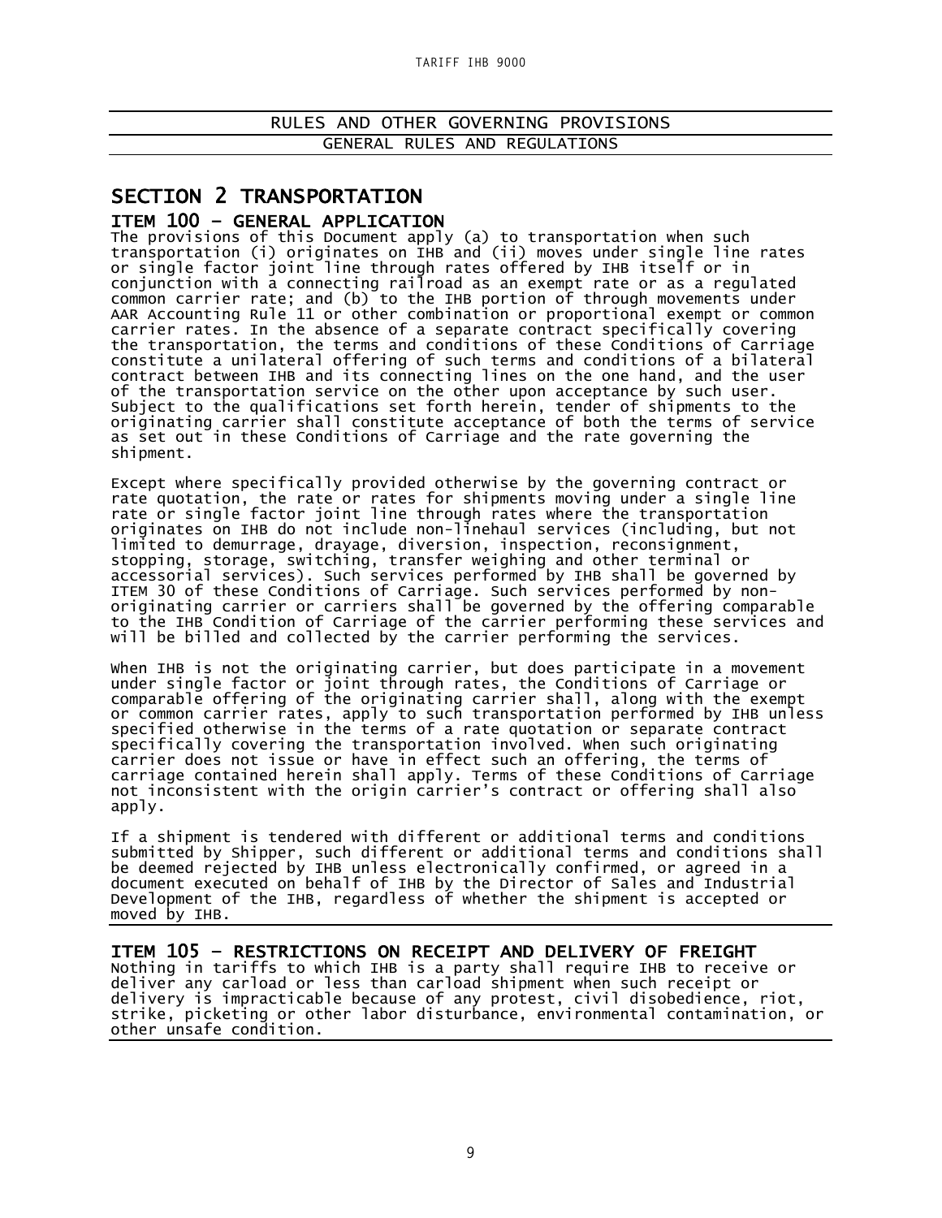## RULES AND OTHER GOVERNING PROVISIONS

### GENERAL RULES AND REGULATIONS

# SECTION 2 TRANSPORTATION

## ITEM 100 – GENERAL APPLICATION

The provisions of this Document apply (a) to transportation when such transportation (i) originates on IHB and (ii) moves under single line rates or single factor joint line through rates offered by IHB itself or in conjunction with a connecting railroad as an exempt rate or as a regulated common carrier rate; and (b) to the IHB portion of through movements under AAR Accounting Rule 11 or other combination or proportional exempt or common carrier rates. In the absence of a separate contract specifically covering the transportation, the terms and conditions of these Conditions of Carriage constitute a unilateral offering of such terms and conditions of a bilateral contract between IHB and its connecting lines on the one hand, and the user of the transportation service on the other upon acceptance by such user. Subject to the qualifications set forth herein, tender of shipments to the originating carrier shall constitute acceptance of both the terms of service as set out in these Conditions of Carriage and the rate governing the shipment.

Except where specifically provided otherwise by the governing contract or rate quotation, the rate or rates for shipments moving under a single line rate or single factor joint line through rates where the transportation originates on IHB do not include non-linehaul services (including, but not limited to demurrage, drayage, diversion, inspection, reconsignment, stopping, storage, switching, transfer weighing and other terminal or accessorial services). Such services performed by IHB shall be governed by ITEM 30 of these Conditions of Carriage. Such services performed by non-originating carrier or carriers shall be governed by the offering comparable to the IHB Condition of Carriage of the carrier performing these services and will be billed and collected by the carrier performing the services.

When IHB is not the originating carrier, but does participate in a movement under single factor or joint through rates, the Conditions of Carriage or comparable offering of the originating carrier shall, along with the exempt or common carrier rates, apply to such transportation performed by IHB unless specified otherwise in the terms of a rate quotation or separate contract specifically covering the transportation involved. When such originating carrier does not issue or have in effect such an offering, the terms of carriage contained herein shall apply. Terms of these Conditions of Carriage not inconsistent with the origin carrier's contract or offering shall also apply.

If a shipment is tendered with different or additional terms and conditions submitted by Shipper, such different or additional terms and conditions shall be deemed rejected by IHB unless electronically confirmed, or agreed in a document executed on behalf of IHB by the Director of Sales and Industrial Development of the IHB, regardless of whether the shipment is accepted or moved by IHB.

## ITEM 105 – RESTRICTIONS ON RECEIPT AND DELIVERY OF FREIGHT

Nothing in tariffs to which IHB is a party shall require IHB to receive or deliver any carload or less than carload shipment when such receipt or delivery is impracticable because of any protest, civil disobedience, riot, strike, picketing or other labor disturbance, environmental contamination, or other unsafe condition.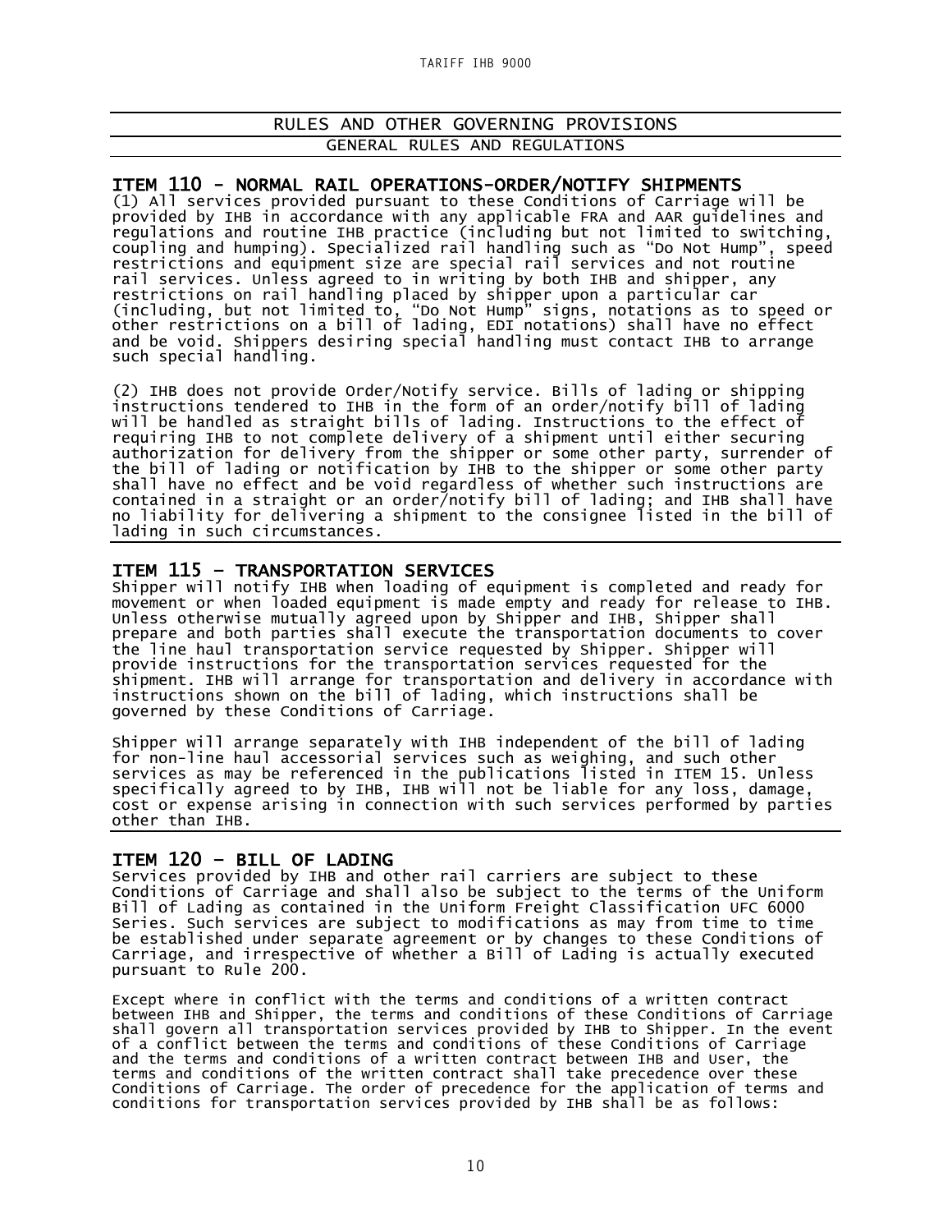## RULES AND OTHER GOVERNING PROVISIONS

### GENERAL RULES AND REGULATIONS

### ITEM 110 - NORMAL RAIL OPERATIONS-ORDER/NOTIFY SHIPMENTS

(1) All services provided pursuant to these Conditions of Carriage will be provided by IHB in accordance with any applicable FRA and AAR guidelines and regulations and routine IHB practice (including but not limited to switching, coupling and humping). Specialized rail handling such as “Do Not Hump”, speed restrictions and equipment size are special rail services and not routine rail services. Unless agreed to in writing by both IHB and shipper, any restrictions on rail handling placed by shipper upon a particular car (including, but not limited to, “Do Not Hump” signs, notations as to speed or other restrictions on a bill of lading, EDI notations) shall have no effect and be void. Shippers desiring special handling must contact IHB to arrange such special handling.

(2) IHB does not provide Order/Notify service. Bills of lading or shipping instructions tendered to IHB in the form of an order/notify bill of lading will be handled as straight bills of lading. Instructions to the effect of requiring IHB to not complete delivery of a shipment until either securing authorization for delivery from the shipper or some other party, surrender of the bill of lading or notification by IHB to the shipper or some other party shall have no effect and be void regardless of whether such instructions are contained in a straight or an order/notify bill of lading; and IHB shall have no liability for delivering a shipment to the consignee listed in the bill of lading in such circumstances.

### ITEM 115 – TRANSPORTATION SERVICES

Shipper will notify IHB when loading of equipment is completed and ready for movement or when loaded equipment is made empty and ready for release to IHB. Unless otherwise mutually agreed upon by Shipper and IHB, Shipper shall prepare and both parties shall execute the transportation documents to cover the line haul transportation service requested by Shipper. Shipper will provide instructions for the transportation services requested for the shipment. IHB will arrange for transportation and delivery in accordance with instructions shown on the bill of lading, which instructions shall be governed by these Conditions of Carriage.

Shipper will arrange separately with IHB independent of the bill of lading for non-line haul accessorial services such as weighing, and such other services as may be referenced in the publications listed in ITEM 15. Unless specifically agreed to by IHB, IHB will not be liable for any loss, damage, cost or expense arising in connection with such services performed by parties other than IHB.

### ITEM 120 – BILL OF LADING

Services provided by IHB and other rail carriers are subject to these Conditions of Carriage and shall also be subject to the terms of the Uniform Bill of Lading as contained in the Uniform Freight Classification UFC 6000 Series. Such services are subject to modifications as may from time to time be established under separate agreement or by changes to these Conditions of Carriage, and irrespective of whether a Bill of Lading is actually executed pursuant to Rule 200.

Except where in conflict with the terms and conditions of a written contract between IHB and Shipper, the terms and conditions of these Conditions of Carriage shall govern all transportation services provided by IHB to Shipper. In the event of a conflict between the terms and conditions of these Conditions of Carriage and the terms and conditions of a written contract between IHB and User, the terms and conditions of the written contract shall take precedence over these Conditions of Carriage. The order of precedence for the application of terms and conditions for transportation services provided by IHB shall be as follows: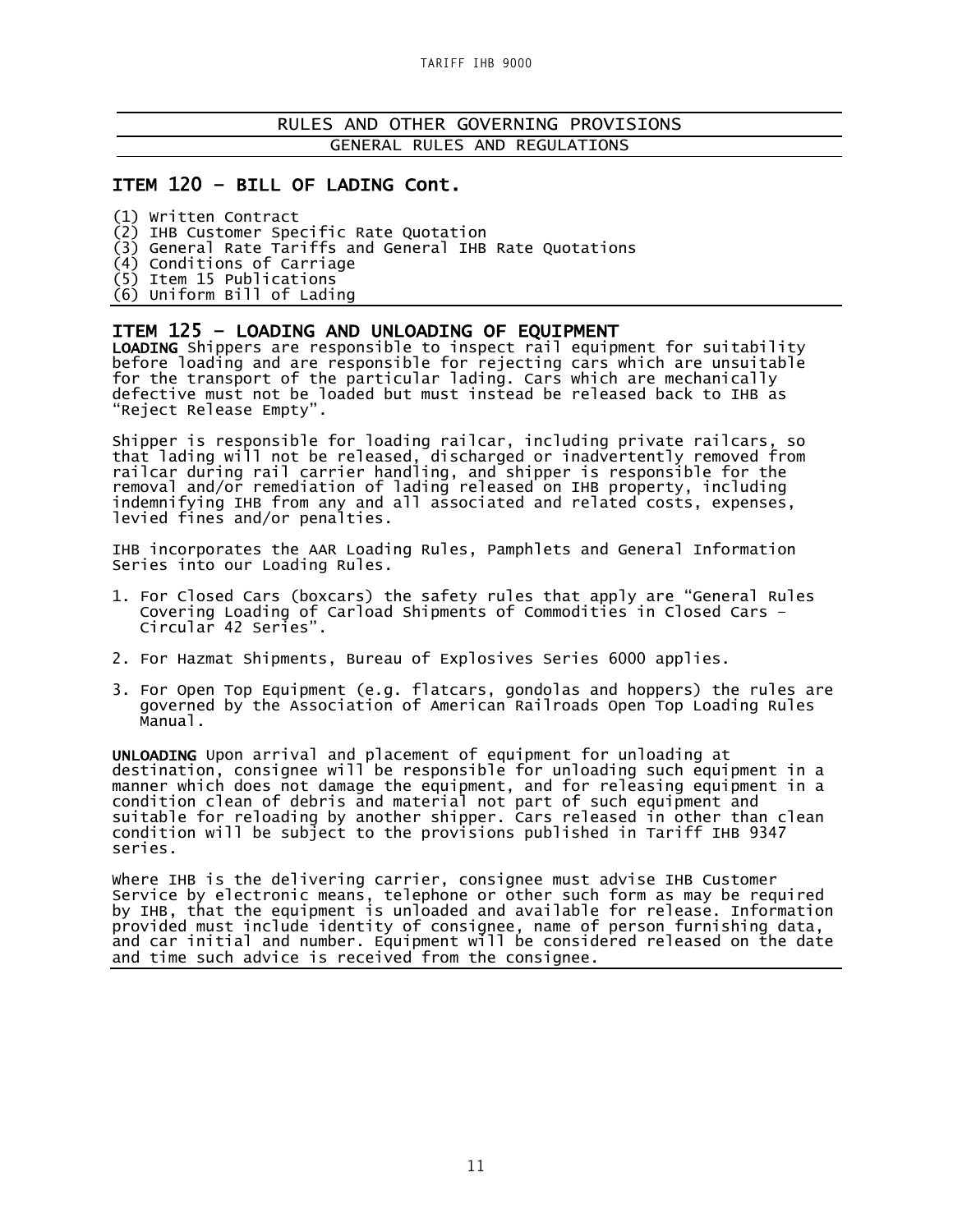## RULES AND OTHER GOVERNING PROVISIONS

### GENERAL RULES AND REGULATIONS

## ITEM 120 – BILL OF LADING Cont.

(1) Written Contract
(2) IHB Customer Specific Rate Quotation
(3) General Rate Tariffs and General IHB Rate Quotations
(4) Conditions of Carriage
(5) Item 15 Publications
(6) Uniform Bill of Lading

## ITEM 125 – LOADING AND UNLOADING OF EQUIPMENT

**LOADING** Shippers are responsible to inspect rail equipment for suitability before loading and are responsible for rejecting cars which are unsuitable for the transport of the particular lading. Cars which are mechanically defective must not be loaded but must instead be released back to IHB as "Reject Release Empty".

Shipper is responsible for loading railcar, including private railcars, so that lading will not be released, discharged or inadvertently removed from railcar during rail carrier handling, and shipper is responsible for the removal and/or remediation of lading released on IHB property, including indemnifying IHB from any and all associated and related costs, expenses, levied fines and/or penalties.

IHB incorporates the AAR Loading Rules, Pamphlets and General Information Series into our Loading Rules.

1. For Closed Cars (boxcars) the safety rules that apply are "General Rules Covering Loading of Carload Shipments of Commodities in Closed Cars – Circular 42 Series".
2. For Hazmat Shipments, Bureau of Explosives Series 6000 applies.
3. For Open Top Equipment (e.g. flatcars, gondolas and hoppers) the rules are governed by the Association of American Railroads Open Top Loading Rules Manual.

**UNLOADING** Upon arrival and placement of equipment for unloading at destination, consignee will be responsible for unloading such equipment in a manner which does not damage the equipment, and for releasing equipment in a condition clean of debris and material not part of such equipment and suitable for reloading by another shipper. Cars released in other than clean condition will be subject to the provisions published in Tariff IHB 9347 series.

Where IHB is the delivering carrier, consignee must advise IHB Customer Service by electronic means, telephone or other such form as may be required by IHB, that the equipment is unloaded and available for release. Information provided must include identity of consignee, name of person furnishing data, and car initial and number. Equipment will be considered released on the date and time such advice is received from the consignee.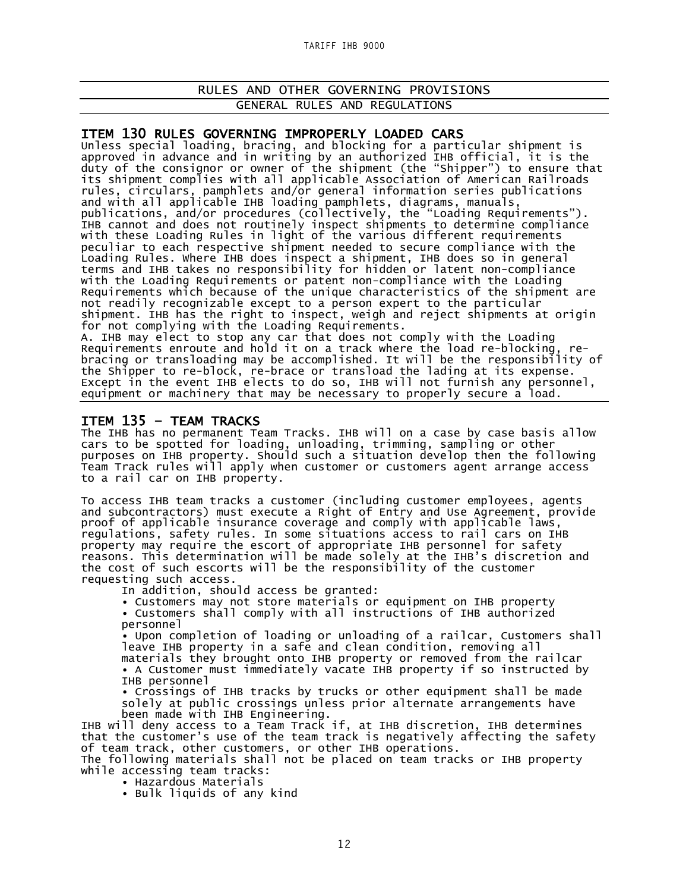## RULES AND OTHER GOVERNING PROVISIONS

### GENERAL RULES AND REGULATIONS

### ITEM 130 RULES GOVERNING IMPROPERLY LOADED CARS

Unless special loading, bracing, and blocking for a particular shipment is approved in advance and in writing by an authorized IHB official, it is the duty of the consignor or owner of the shipment (the "Shipper") to ensure that its shipment complies with all applicable Association of American Railroads rules, circulars, pamphlets and/or general information series publications and with all applicable IHB loading pamphlets, diagrams, manuals, publications, and/or procedures (collectively, the "Loading Requirements"). IHB cannot and does not routinely inspect shipments to determine compliance with these Loading Rules in light of the various different requirements peculiar to each respective shipment needed to secure compliance with the Loading Rules. Where IHB does inspect a shipment, IHB does so in general terms and IHB takes no responsibility for hidden or latent non-compliance with the Loading Requirements or patent non-compliance with the Loading Requirements which because of the unique characteristics of the shipment are not readily recognizable except to a person expert to the particular shipment. IHB has the right to inspect, weigh and reject shipments at origin for not complying with the Loading Requirements.

A. IHB may elect to stop any car that does not comply with the Loading Requirements enroute and hold it on a track where the load re-blocking, re-bracing or transloading may be accomplished. It will be the responsibility of the Shipper to re-block, re-brace or transload the lading at its expense. Except in the event IHB elects to do so, IHB will not furnish any personnel, equipment or machinery that may be necessary to properly secure a load.

### ITEM 135 – TEAM TRACKS

The IHB has no permanent Team Tracks. IHB will on a case by case basis allow cars to be spotted for loading, unloading, trimming, sampling or other purposes on IHB property. Should such a situation develop then the following Team Track rules will apply when customer or customers agent arrange access to a rail car on IHB property.

To access IHB team tracks a customer (including customer employees, agents and subcontractors) must execute a Right of Entry and Use Agreement, provide proof of applicable insurance coverage and comply with applicable laws, regulations, safety rules. In some situations access to rail cars on IHB property may require the escort of appropriate IHB personnel for safety reasons. This determination will be made solely at the IHB's discretion and the cost of such escorts will be the responsibility of the customer requesting such access.

In addition, should access be granted:

- Customers may not store materials or equipment on IHB property
- Customers shall comply with all instructions of IHB authorized personnel
- Upon completion of loading or unloading of a railcar, Customers shall leave IHB property in a safe and clean condition, removing all materials they brought onto IHB property or removed from the railcar
- A Customer must immediately vacate IHB property if so instructed by IHB personnel
- Crossings of IHB tracks by trucks or other equipment shall be made solely at public crossings unless prior alternate arrangements have been made with IHB Engineering.

IHB will deny access to a Team Track if, at IHB discretion, IHB determines that the customer's use of the team track is negatively affecting the safety of team track, other customers, or other IHB operations.

The following materials shall not be placed on team tracks or IHB property while accessing team tracks:

- Hazardous Materials
- Bulk liquids of any kind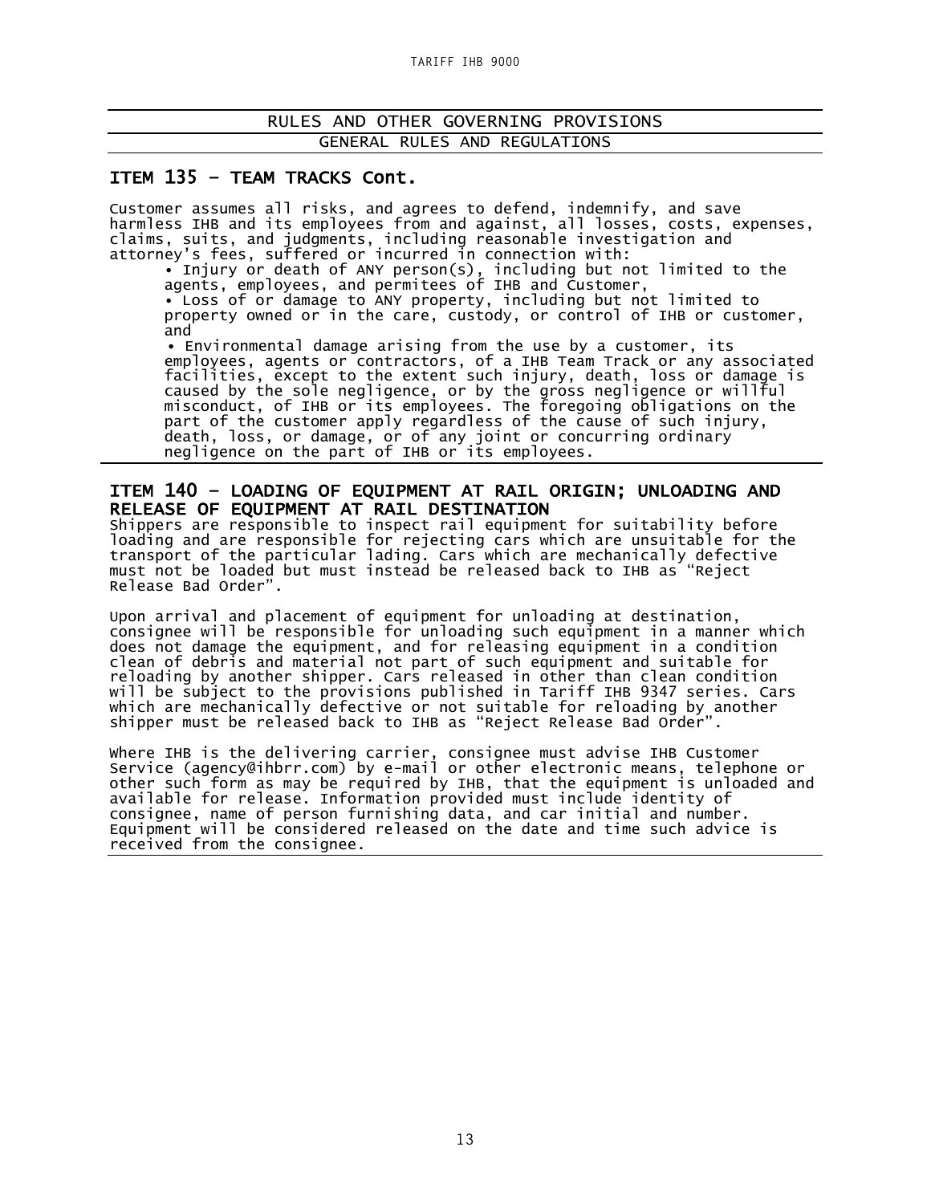## RULES AND OTHER GOVERNING PROVISIONS

### GENERAL RULES AND REGULATIONS

### ITEM 135 – TEAM TRACKS Cont.

Customer assumes all risks, and agrees to defend, indemnify, and save harmless IHB and its employees from and against, all losses, costs, expenses, claims, suits, and judgments, including reasonable investigation and attorney's fees, suffered or incurred in connection with:

- Injury or death of ANY person(s), including but not limited to the agents, employees, and permitees of IHB and Customer,
- Loss of or damage to ANY property, including but not limited to property owned or in the care, custody, or control of IHB or customer, and
- Environmental damage arising from the use by a customer, its employees, agents or contractors, of a IHB Team Track or any associated facilities, except to the extent such injury, death, loss or damage is caused by the sole negligence, or by the gross negligence or willful misconduct, of IHB or its employees. The foregoing obligations on the part of the customer apply regardless of the cause of such injury, death, loss, or damage, or of any joint or concurring ordinary negligence on the part of IHB or its employees.

### ITEM 140 – LOADING OF EQUIPMENT AT RAIL ORIGIN; UNLOADING AND RELEASE OF EQUIPMENT AT RAIL DESTINATION

Shippers are responsible to inspect rail equipment for suitability before loading and are responsible for rejecting cars which are unsuitable for the transport of the particular lading. Cars which are mechanically defective must not be loaded but must instead be released back to IHB as "Reject Release Bad Order".

Upon arrival and placement of equipment for unloading at destination, consignee will be responsible for unloading such equipment in a manner which does not damage the equipment, and for releasing equipment in a condition clean of debris and material not part of such equipment and suitable for reloading by another shipper. Cars released in other than clean condition will be subject to the provisions published in Tariff IHB 9347 series. Cars which are mechanically defective or not suitable for reloading by another shipper must be released back to IHB as "Reject Release Bad Order".

Where IHB is the delivering carrier, consignee must advise IHB Customer Service (agency@ihbrr.com) by e-mail or other electronic means, telephone or other such form as may be required by IHB, that the equipment is unloaded and available for release. Information provided must include identity of consignee, name of person furnishing data, and car initial and number. Equipment will be considered released on the date and time such advice is received from the consignee.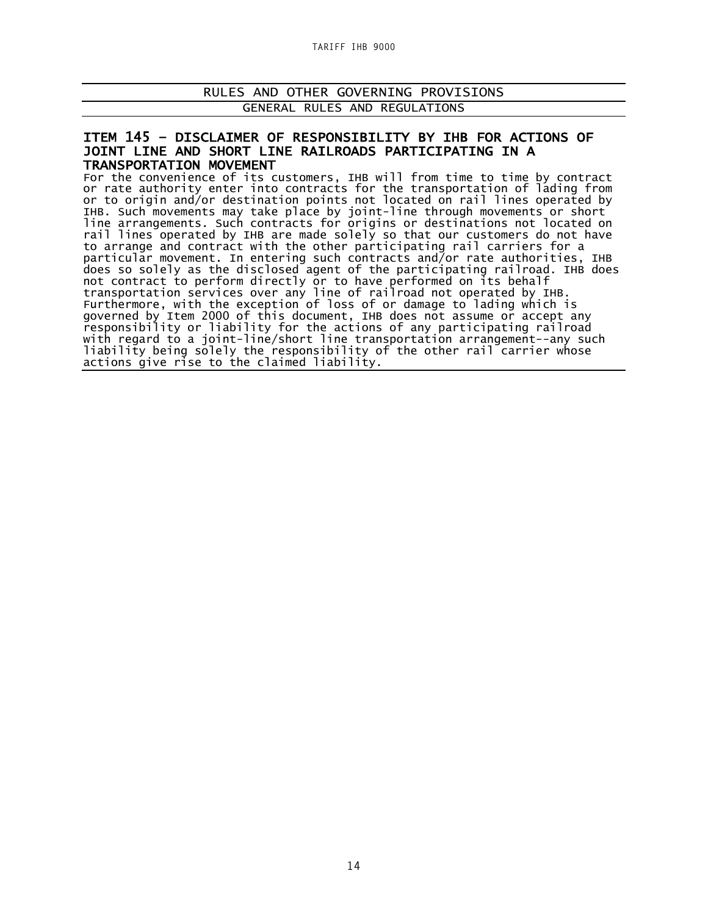## RULES AND OTHER GOVERNING PROVISIONS

### GENERAL RULES AND REGULATIONS

### ITEM 145 – DISCLAIMER OF RESPONSIBILITY BY IHB FOR ACTIONS OF JOINT LINE AND SHORT LINE RAILROADS PARTICIPATING IN A TRANSPORTATION MOVEMENT

For the convenience of its customers, IHB will from time to time by contract or rate authority enter into contracts for the transportation of lading from or to origin and/or destination points not located on rail lines operated by IHB. Such movements may take place by joint-line through movements or short line arrangements. Such contracts for origins or destinations not located on rail lines operated by IHB are made solely so that our customers do not have to arrange and contract with the other participating rail carriers for a particular movement. In entering such contracts and/or rate authorities, IHB does so solely as the disclosed agent of the participating railroad. IHB does not contract to perform directly or to have performed on its behalf transportation services over any line of railroad not operated by IHB. Furthermore, with the exception of loss of or damage to lading which is governed by Item 2000 of this document, IHB does not assume or accept any responsibility or liability for the actions of any participating railroad with regard to a joint-line/short line transportation arrangement--any such liability being solely the responsibility of the other rail carrier whose actions give rise to the claimed liability.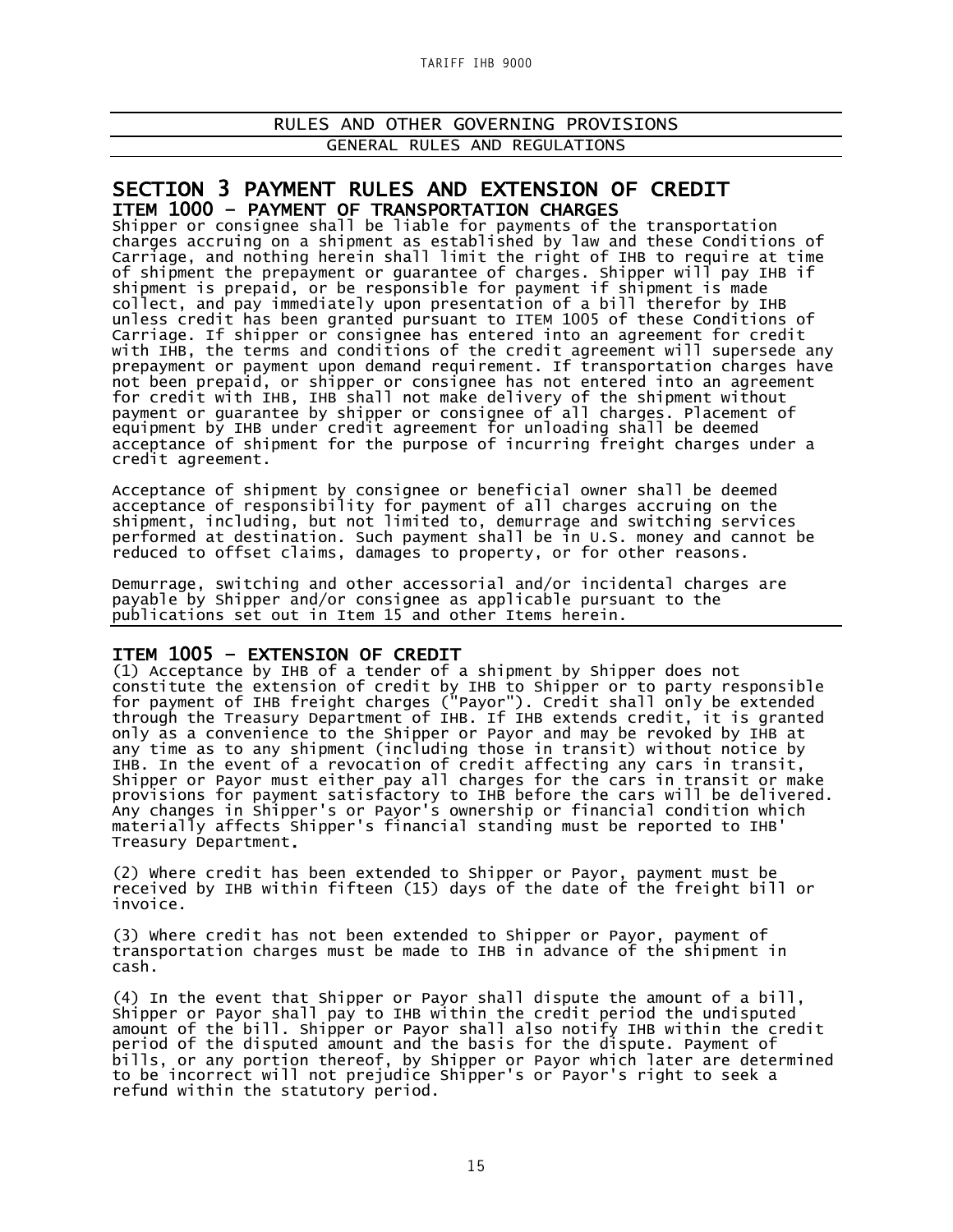RULES AND OTHER GOVERNING PROVISIONS

GENERAL RULES AND REGULATIONS

## SECTION 3 PAYMENT RULES AND EXTENSION OF CREDIT

### ITEM 1000 – PAYMENT OF TRANSPORTATION CHARGES

Shipper or consignee shall be liable for payments of the transportation charges accruing on a shipment as established by law and these Conditions of Carriage, and nothing herein shall limit the right of IHB to require at time of shipment the prepayment or guarantee of charges. Shipper will pay IHB if shipment is prepaid, or be responsible for payment if shipment is made collect, and pay immediately upon presentation of a bill therefor by IHB unless credit has been granted pursuant to ITEM 1005 of these Conditions of Carriage. If shipper or consignee has entered into an agreement for credit with IHB, the terms and conditions of the credit agreement will supersede any prepayment or payment upon demand requirement. If transportation charges have not been prepaid, or shipper or consignee has not entered into an agreement for credit with IHB, IHB shall not make delivery of the shipment without payment or guarantee by shipper or consignee of all charges. Placement of equipment by IHB under credit agreement for unloading shall be deemed acceptance of shipment for the purpose of incurring freight charges under a credit agreement.

Acceptance of shipment by consignee or beneficial owner shall be deemed acceptance of responsibility for payment of all charges accruing on the shipment, including, but not limited to, demurrage and switching services performed at destination. Such payment shall be in U.S. money and cannot be reduced to offset claims, damages to property, or for other reasons.

Demurrage, switching and other accessorial and/or incidental charges are payable by Shipper and/or consignee as applicable pursuant to the publications set out in Item 15 and other Items herein.

### ITEM 1005 – EXTENSION OF CREDIT

(1) Acceptance by IHB of a tender of a shipment by Shipper does not constitute the extension of credit by IHB to Shipper or to party responsible for payment of IHB freight charges ("Payor"). Credit shall only be extended through the Treasury Department of IHB. If IHB extends credit, it is granted only as a convenience to the Shipper or Payor and may be revoked by IHB at any time as to any shipment (including those in transit) without notice by IHB. In the event of a revocation of credit affecting any cars in transit, Shipper or Payor must either pay all charges for the cars in transit or make provisions for payment satisfactory to IHB before the cars will be delivered. Any changes in Shipper's or Payor's ownership or financial condition which materially affects Shipper's financial standing must be reported to IHB' Treasury Department.

(2) Where credit has been extended to Shipper or Payor, payment must be received by IHB within fifteen (15) days of the date of the freight bill or invoice.

(3) Where credit has not been extended to Shipper or Payor, payment of transportation charges must be made to IHB in advance of the shipment in cash.

(4) In the event that Shipper or Payor shall dispute the amount of a bill, Shipper or Payor shall pay to IHB within the credit period the undisputed amount of the bill. Shipper or Payor shall also notify IHB within the credit period of the disputed amount and the basis for the dispute. Payment of bills, or any portion thereof, by Shipper or Payor which later are determined to be incorrect will not prejudice Shipper's or Payor's right to seek a refund within the statutory period.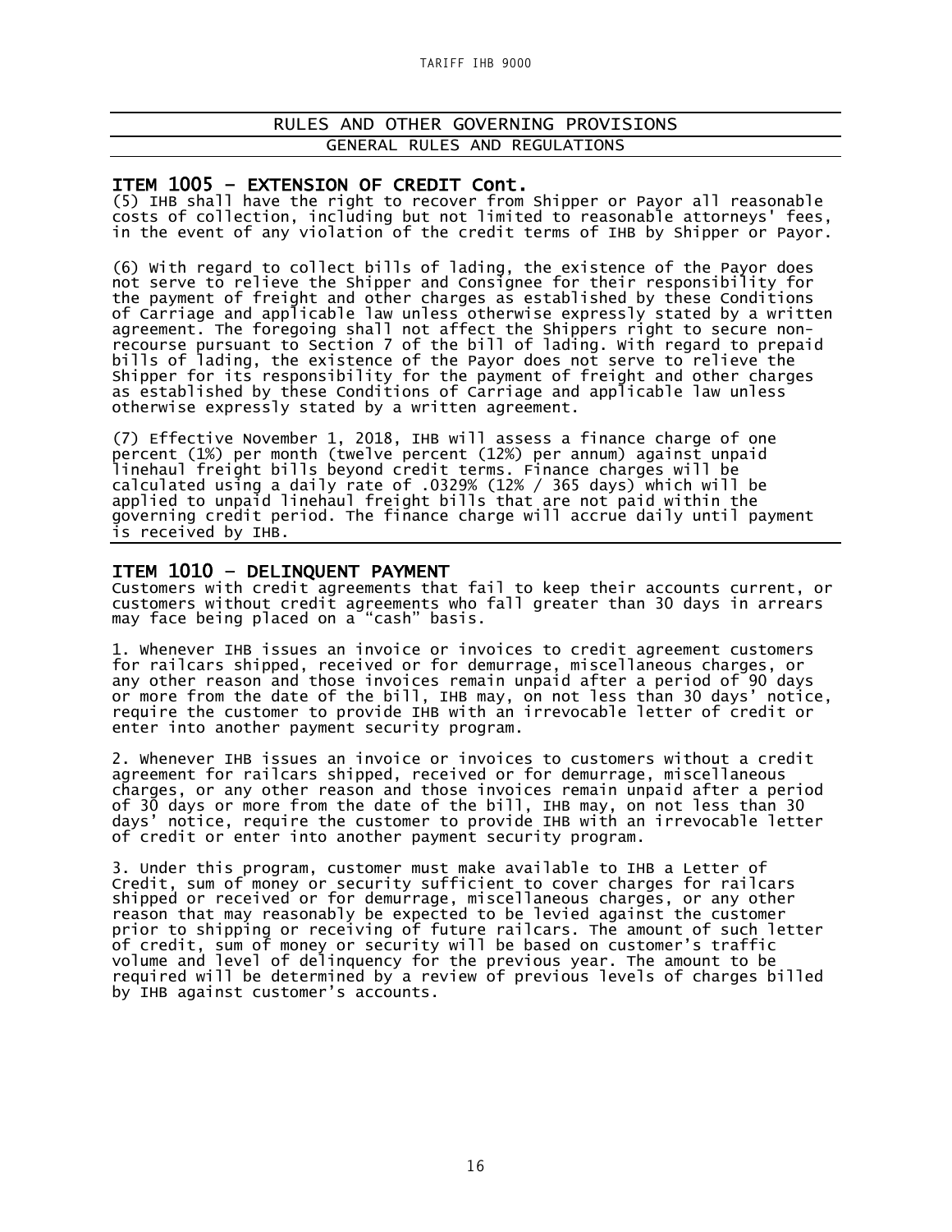## RULES AND OTHER GOVERNING PROVISIONS

### GENERAL RULES AND REGULATIONS

### ITEM 1005 – EXTENSION OF CREDIT Cont.

(5) IHB shall have the right to recover from Shipper or Payor all reasonable costs of collection, including but not limited to reasonable attorneys' fees, in the event of any violation of the credit terms of IHB by Shipper or Payor.

(6) With regard to collect bills of lading, the existence of the Payor does not serve to relieve the Shipper and Consignee for their responsibility for the payment of freight and other charges as established by these Conditions of Carriage and applicable law unless otherwise expressly stated by a written agreement. The foregoing shall not affect the Shippers right to secure non-recourse pursuant to Section 7 of the bill of lading. With regard to prepaid bills of lading, the existence of the Payor does not serve to relieve the Shipper for its responsibility for the payment of freight and other charges as established by these Conditions of Carriage and applicable law unless otherwise expressly stated by a written agreement.

(7) Effective November 1, 2018, IHB will assess a finance charge of one percent (1%) per month (twelve percent (12%) per annum) against unpaid linehaul freight bills beyond credit terms. Finance charges will be calculated using a daily rate of .0329% (12% / 365 days) which will be applied to unpaid linehaul freight bills that are not paid within the governing credit period. The finance charge will accrue daily until payment is received by IHB.

### ITEM 1010 – DELINQUENT PAYMENT

Customers with credit agreements that fail to keep their accounts current, or customers without credit agreements who fall greater than 30 days in arrears may face being placed on a "cash" basis.

1. Whenever IHB issues an invoice or invoices to credit agreement customers for railcars shipped, received or for demurrage, miscellaneous charges, or any other reason and those invoices remain unpaid after a period of 90 days or more from the date of the bill, IHB may, on not less than 30 days' notice, require the customer to provide IHB with an irrevocable letter of credit or enter into another payment security program.

2. Whenever IHB issues an invoice or invoices to customers without a credit agreement for railcars shipped, received or for demurrage, miscellaneous charges, or any other reason and those invoices remain unpaid after a period of 30 days or more from the date of the bill, IHB may, on not less than 30 days' notice, require the customer to provide IHB with an irrevocable letter of credit or enter into another payment security program.

3. Under this program, customer must make available to IHB a Letter of Credit, sum of money or security sufficient to cover charges for railcars shipped or received or for demurrage, miscellaneous charges, or any other reason that may reasonably be expected to be levied against the customer prior to shipping or receiving of future railcars. The amount of such letter of credit, sum of money or security will be based on customer's traffic volume and level of delinquency for the previous year. The amount to be required will be determined by a review of previous levels of charges billed by IHB against customer's accounts.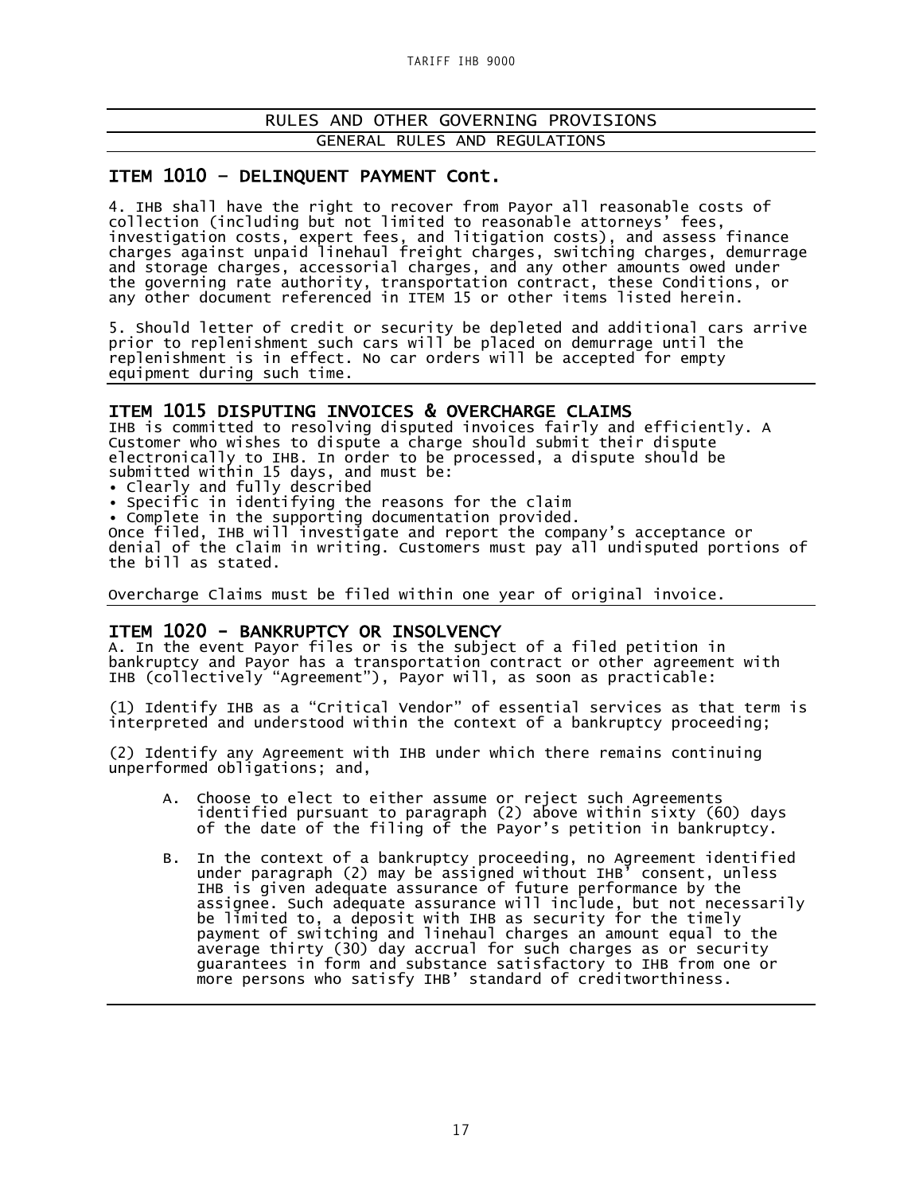## RULES AND OTHER GOVERNING PROVISIONS

### GENERAL RULES AND REGULATIONS

## ITEM 1010 – DELINQUENT PAYMENT Cont.

4. IHB shall have the right to recover from Payor all reasonable costs of collection (including but not limited to reasonable attorneys' fees, investigation costs, expert fees, and litigation costs), and assess finance charges against unpaid linehaul freight charges, switching charges, demurrage and storage charges, accessorial charges, and any other amounts owed under the governing rate authority, transportation contract, these Conditions, or any other document referenced in ITEM 15 or other items listed herein.

5. Should letter of credit or security be depleted and additional cars arrive prior to replenishment such cars will be placed on demurrage until the replenishment is in effect. No car orders will be accepted for empty equipment during such time.

## ITEM 1015 DISPUTING INVOICES & OVERCHARGE CLAIMS

IHB is committed to resolving disputed invoices fairly and efficiently. A Customer who wishes to dispute a charge should submit their dispute electronically to IHB. In order to be processed, a dispute should be submitted within 15 days, and must be:

- Clearly and fully described
- Specific in identifying the reasons for the claim
- Complete in the supporting documentation provided.

Once filed, IHB will investigate and report the company's acceptance or denial of the claim in writing. Customers must pay all undisputed portions of the bill as stated.

Overcharge Claims must be filed within one year of original invoice.

## ITEM 1020 - BANKRUPTCY OR INSOLVENCY

A. In the event Payor files or is the subject of a filed petition in bankruptcy and Payor has a transportation contract or other agreement with IHB (collectively "Agreement"), Payor will, as soon as practicable:

(1) Identify IHB as a "Critical Vendor" of essential services as that term is interpreted and understood within the context of a bankruptcy proceeding;

(2) Identify any Agreement with IHB under which there remains continuing unperformed obligations; and,

A. Choose to elect to either assume or reject such Agreements identified pursuant to paragraph (2) above within sixty (60) days of the date of the filing of the Payor's petition in bankruptcy.

B. In the context of a bankruptcy proceeding, no Agreement identified under paragraph (2) may be assigned without IHB' consent, unless IHB is given adequate assurance of future performance by the assignee. Such adequate assurance will include, but not necessarily be limited to, a deposit with IHB as security for the timely payment of switching and linehaul charges an amount equal to the average thirty (30) day accrual for such charges as or security guarantees in form and substance satisfactory to IHB from one or more persons who satisfy IHB' standard of creditworthiness.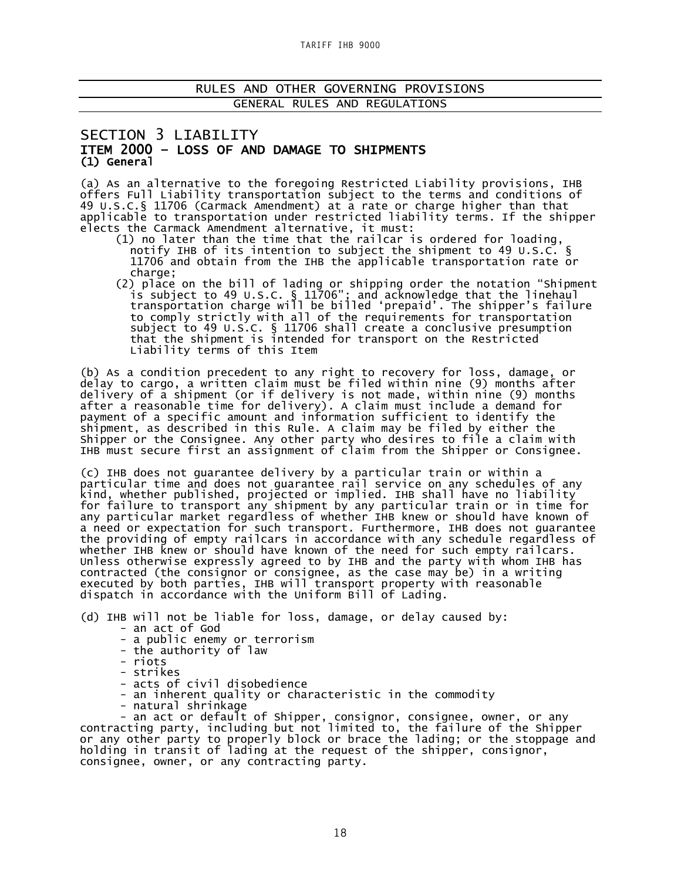RULES AND OTHER GOVERNING PROVISIONS

GENERAL RULES AND REGULATIONS

## SECTION 3 LIABILITY

### ITEM 2000 – LOSS OF AND DAMAGE TO SHIPMENTS

**(1) General**

(a) As an alternative to the foregoing Restricted Liability provisions, IHB offers Full Liability transportation subject to the terms and conditions of 49 U.S.C.§ 11706 (Carmack Amendment) at a rate or charge higher than that applicable to transportation under restricted liability terms. If the shipper elects the Carmack Amendment alternative, it must:

(1) no later than the time that the railcar is ordered for loading, notify IHB of its intention to subject the shipment to 49 U.S.C. § 11706 and obtain from the IHB the applicable transportation rate or charge;

(2) place on the bill of lading or shipping order the notation "Shipment is subject to 49 U.S.C. § 11706"; and acknowledge that the linehaul transportation charge will be billed 'prepaid'. The shipper's failure to comply strictly with all of the requirements for transportation subject to 49 U.S.C. § 11706 shall create a conclusive presumption that the shipment is intended for transport on the Restricted Liability terms of this Item

(b) As a condition precedent to any right to recovery for loss, damage, or delay to cargo, a written claim must be filed within nine (9) months after delivery of a shipment (or if delivery is not made, within nine (9) months after a reasonable time for delivery). A claim must include a demand for payment of a specific amount and information sufficient to identify the shipment, as described in this Rule. A claim may be filed by either the Shipper or the Consignee. Any other party who desires to file a claim with IHB must secure first an assignment of claim from the Shipper or Consignee.

(c) IHB does not guarantee delivery by a particular train or within a particular time and does not guarantee rail service on any schedules of any kind, whether published, projected or implied. IHB shall have no liability for failure to transport any shipment by any particular train or in time for any particular market regardless of whether IHB knew or should have known of a need or expectation for such transport. Furthermore, IHB does not guarantee the providing of empty railcars in accordance with any schedule regardless of whether IHB knew or should have known of the need for such empty railcars. Unless otherwise expressly agreed to by IHB and the party with whom IHB has contracted (the consignor or consignee, as the case may be) in a writing executed by both parties, IHB will transport property with reasonable dispatch in accordance with the Uniform Bill of Lading.

(d) IHB will not be liable for loss, damage, or delay caused by:

- an act of God
- a public enemy or terrorism
- the authority of law
- riots
- strikes
- acts of civil disobedience
- an inherent quality or characteristic in the commodity
- natural shrinkage
- an act or default of Shipper, consignor, consignee, owner, or any contracting party, including but not limited to, the failure of the Shipper or any other party to properly block or brace the lading; or the stoppage and holding in transit of lading at the request of the shipper, consignor, consignee, owner, or any contracting party.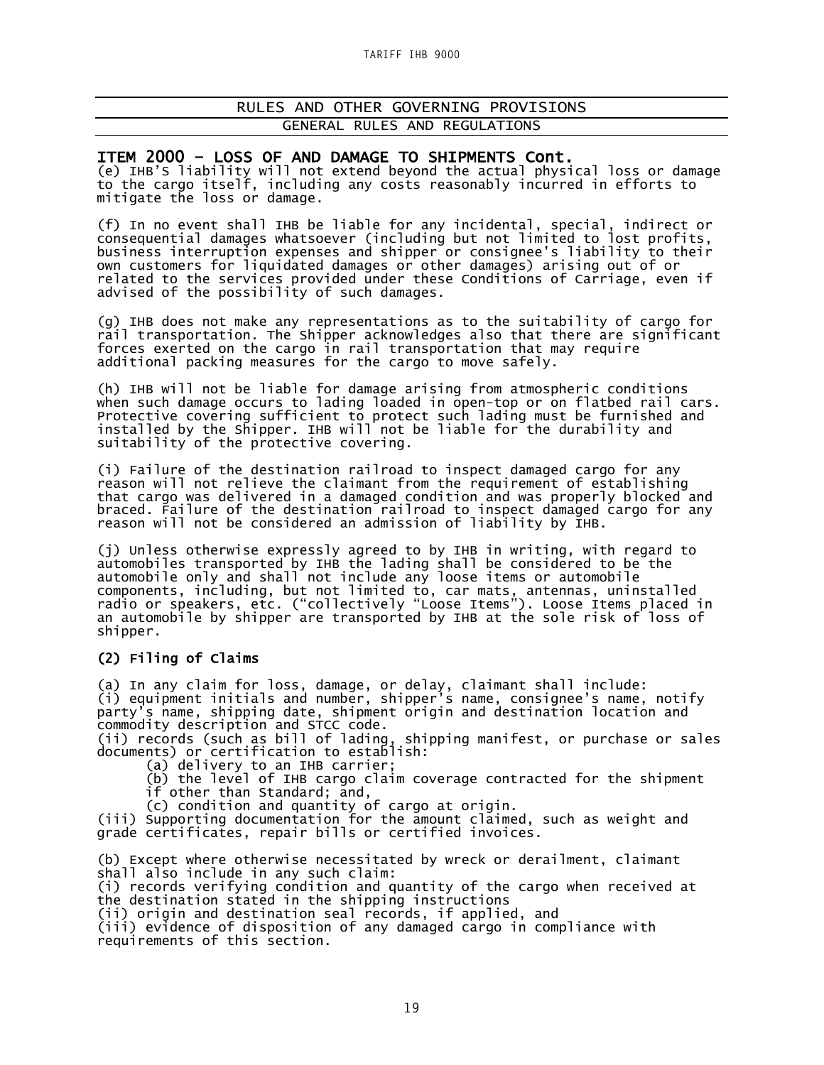## RULES AND OTHER GOVERNING PROVISIONS

### GENERAL RULES AND REGULATIONS

### ITEM 2000 – LOSS OF AND DAMAGE TO SHIPMENTS Cont.

(e) IHB'S liability will not extend beyond the actual physical loss or damage to the cargo itself, including any costs reasonably incurred in efforts to mitigate the loss or damage.

(f) In no event shall IHB be liable for any incidental, special, indirect or consequential damages whatsoever (including but not limited to lost profits, business interruption expenses and shipper or consignee's liability to their own customers for liquidated damages or other damages) arising out of or related to the services provided under these Conditions of Carriage, even if advised of the possibility of such damages.

(g) IHB does not make any representations as to the suitability of cargo for rail transportation. The Shipper acknowledges also that there are significant forces exerted on the cargo in rail transportation that may require additional packing measures for the cargo to move safely.

(h) IHB will not be liable for damage arising from atmospheric conditions when such damage occurs to lading loaded in open-top or on flatbed rail cars. Protective covering sufficient to protect such lading must be furnished and installed by the Shipper. IHB will not be liable for the durability and suitability of the protective covering.

(i) Failure of the destination railroad to inspect damaged cargo for any reason will not relieve the claimant from the requirement of establishing that cargo was delivered in a damaged condition and was properly blocked and braced. Failure of the destination railroad to inspect damaged cargo for any reason will not be considered an admission of liability by IHB.

(j) Unless otherwise expressly agreed to by IHB in writing, with regard to automobiles transported by IHB the lading shall be considered to be the automobile only and shall not include any loose items or automobile components, including, but not limited to, car mats, antennas, uninstalled radio or speakers, etc. ("collectively "Loose Items"). Loose Items placed in an automobile by shipper are transported by IHB at the sole risk of loss of shipper.

### (2) Filing of Claims

(a) In any claim for loss, damage, or delay, claimant shall include:
(i) equipment initials and number, shipper's name, consignee's name, notify party's name, shipping date, shipment origin and destination location and commodity description and STCC code.
(ii) records (such as bill of lading, shipping manifest, or purchase or sales documents) or certification to establish:
- (a) delivery to an IHB carrier;
- (b) the level of IHB cargo claim coverage contracted for the shipment if other than Standard; and,
- (c) condition and quantity of cargo at origin.

(iii) Supporting documentation for the amount claimed, such as weight and grade certificates, repair bills or certified invoices.

(b) Except where otherwise necessitated by wreck or derailment, claimant shall also include in any such claim:
(i) records verifying condition and quantity of the cargo when received at the destination stated in the shipping instructions
(ii) origin and destination seal records, if applied, and
(iii) evidence of disposition of any damaged cargo in compliance with requirements of this section.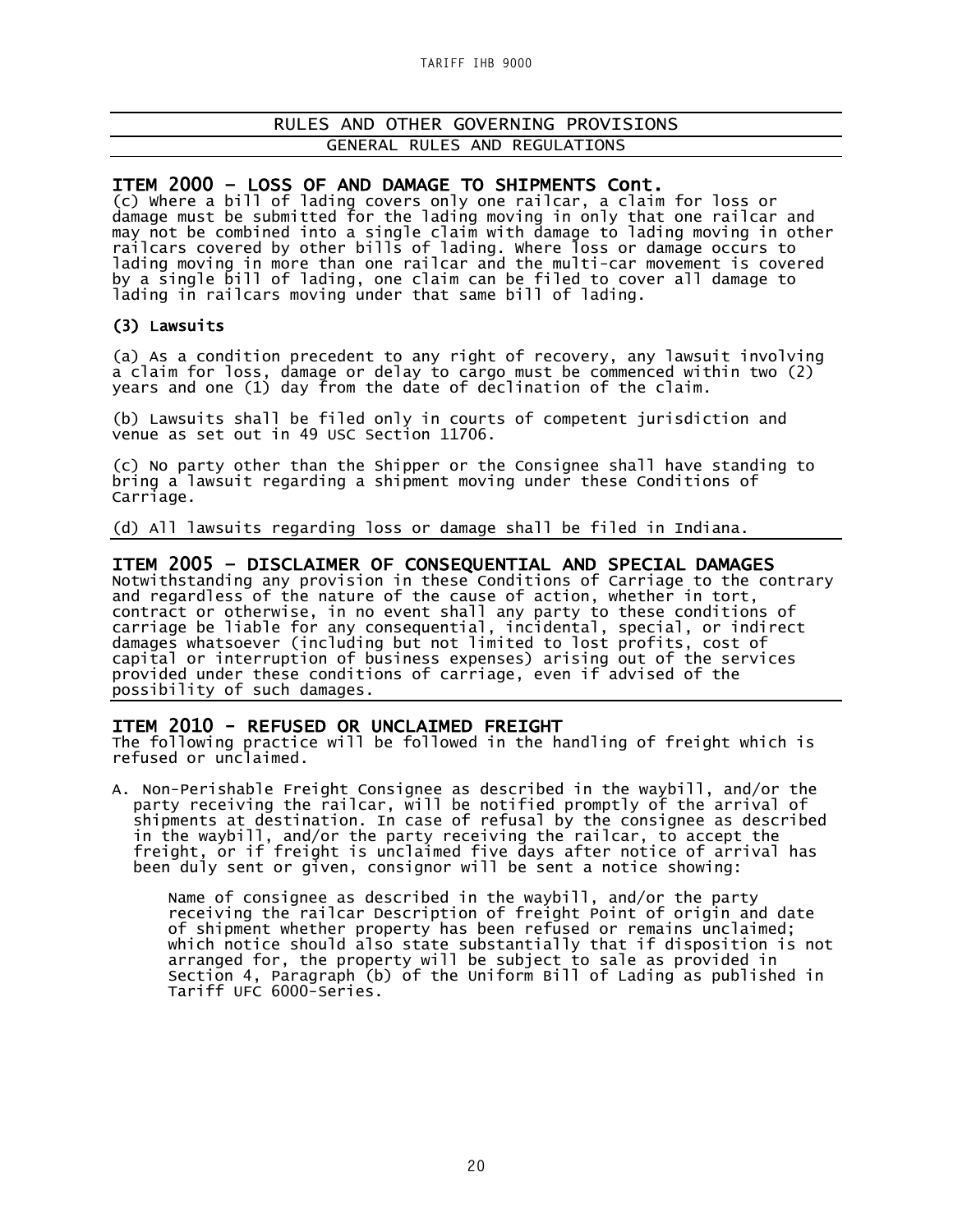## RULES AND OTHER GOVERNING PROVISIONS

### GENERAL RULES AND REGULATIONS

## ITEM 2000 – LOSS OF AND DAMAGE TO SHIPMENTS Cont.

(c) Where a bill of lading covers only one railcar, a claim for loss or damage must be submitted for the lading moving in only that one railcar and may not be combined into a single claim with damage to lading moving in other railcars covered by other bills of lading. Where loss or damage occurs to lading moving in more than one railcar and the multi-car movement is covered by a single bill of lading, one claim can be filed to cover all damage to lading in railcars moving under that same bill of lading.

### (3) Lawsuits

(a) As a condition precedent to any right of recovery, any lawsuit involving a claim for loss, damage or delay to cargo must be commenced within two (2) years and one (1) day from the date of declination of the claim.

(b) Lawsuits shall be filed only in courts of competent jurisdiction and venue as set out in 49 USC Section 11706.

(c) No party other than the Shipper or the Consignee shall have standing to bring a lawsuit regarding a shipment moving under these Conditions of Carriage.

(d) All lawsuits regarding loss or damage shall be filed in Indiana.

## ITEM 2005 – DISCLAIMER OF CONSEQUENTIAL AND SPECIAL DAMAGES

Notwithstanding any provision in these Conditions of Carriage to the contrary and regardless of the nature of the cause of action, whether in tort, contract or otherwise, in no event shall any party to these conditions of carriage be liable for any consequential, incidental, special, or indirect damages whatsoever (including but not limited to lost profits, cost of capital or interruption of business expenses) arising out of the services provided under these conditions of carriage, even if advised of the possibility of such damages.

## ITEM 2010 - REFUSED OR UNCLAIMED FREIGHT

The following practice will be followed in the handling of freight which is refused or unclaimed.

A. Non-Perishable Freight Consignee as described in the waybill, and/or the party receiving the railcar, will be notified promptly of the arrival of shipments at destination. In case of refusal by the consignee as described in the waybill, and/or the party receiving the railcar, to accept the freight, or if freight is unclaimed five days after notice of arrival has been duly sent or given, consignor will be sent a notice showing:

Name of consignee as described in the waybill, and/or the party receiving the railcar Description of freight Point of origin and date of shipment whether property has been refused or remains unclaimed; which notice should also state substantially that if disposition is not arranged for, the property will be subject to sale as provided in Section 4, Paragraph (b) of the Uniform Bill of Lading as published in Tariff UFC 6000-Series.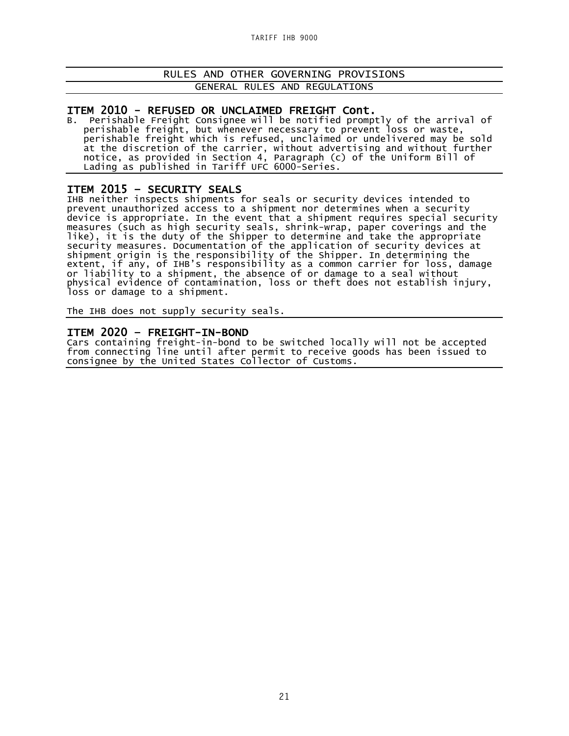## RULES AND OTHER GOVERNING PROVISIONS

### GENERAL RULES AND REGULATIONS

### ITEM 2010 - REFUSED OR UNCLAIMED FREIGHT Cont.

B. Perishable Freight Consignee will be notified promptly of the arrival of perishable freight, but whenever necessary to prevent loss or waste, perishable freight which is refused, unclaimed or undelivered may be sold at the discretion of the carrier, without advertising and without further notice, as provided in Section 4, Paragraph (c) of the Uniform Bill of Lading as published in Tariff UFC 6000-Series.

### ITEM 2015 – SECURITY SEALS

IHB neither inspects shipments for seals or security devices intended to prevent unauthorized access to a shipment nor determines when a security device is appropriate. In the event that a shipment requires special security measures (such as high security seals, shrink-wrap, paper coverings and the like), it is the duty of the Shipper to determine and take the appropriate security measures. Documentation of the application of security devices at shipment origin is the responsibility of the Shipper. In determining the extent, if any, of IHB's responsibility as a common carrier for loss, damage or liability to a shipment, the absence of or damage to a seal without physical evidence of contamination, loss or theft does not establish injury, loss or damage to a shipment.

The IHB does not supply security seals.

### ITEM 2020 – FREIGHT-IN-BOND

Cars containing freight-in-bond to be switched locally will not be accepted from connecting line until after permit to receive goods has been issued to consignee by the United States Collector of Customs.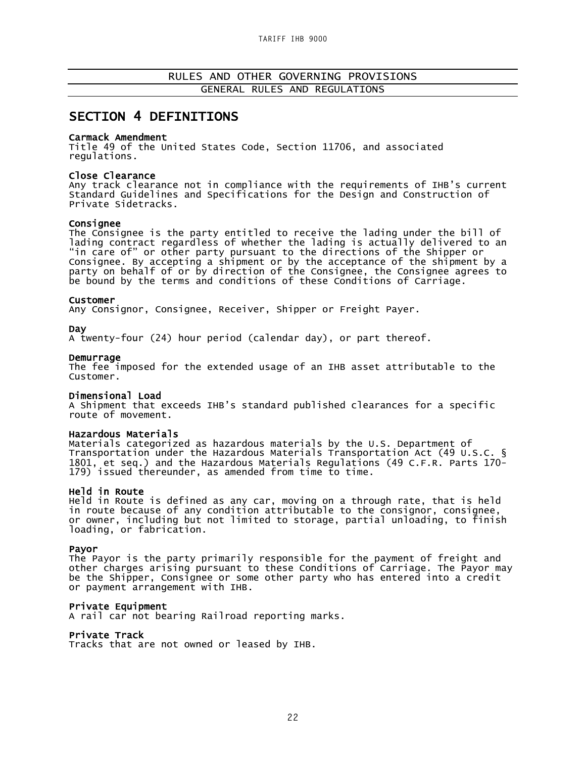RULES AND OTHER GOVERNING PROVISIONS

GENERAL RULES AND REGULATIONS

# SECTION 4 DEFINITIONS

**Carmack Amendment**
Title 49 of the United States Code, Section 11706, and associated regulations.

**Close Clearance**
Any track clearance not in compliance with the requirements of IHB's current Standard Guidelines and Specifications for the Design and Construction of Private Sidetracks.

**Consignee**
The Consignee is the party entitled to receive the lading under the bill of lading contract regardless of whether the lading is actually delivered to an "in care of" or other party pursuant to the directions of the Shipper or Consignee. By accepting a shipment or by the acceptance of the shipment by a party on behalf of or by direction of the Consignee, the Consignee agrees to be bound by the terms and conditions of these Conditions of Carriage.

**Customer**
Any Consignor, Consignee, Receiver, Shipper or Freight Payer.

**Day**
A twenty-four (24) hour period (calendar day), or part thereof.

**Demurrage**
The fee imposed for the extended usage of an IHB asset attributable to the Customer.

**Dimensional Load**
A Shipment that exceeds IHB's standard published clearances for a specific route of movement.

**Hazardous Materials**
Materials categorized as hazardous materials by the U.S. Department of Transportation under the Hazardous Materials Transportation Act (49 U.S.C. § 1801, et seq.) and the Hazardous Materials Regulations (49 C.F.R. Parts 170-179) issued thereunder, as amended from time to time.

**Held in Route**
Held in Route is defined as any car, moving on a through rate, that is held in route because of any condition attributable to the consignor, consignee, or owner, including but not limited to storage, partial unloading, to finish loading, or fabrication.

**Payor**
The Payor is the party primarily responsible for the payment of freight and other charges arising pursuant to these Conditions of Carriage. The Payor may be the Shipper, Consignee or some other party who has entered into a credit or payment arrangement with IHB.

**Private Equipment**
A rail car not bearing Railroad reporting marks.

**Private Track**
Tracks that are not owned or leased by IHB.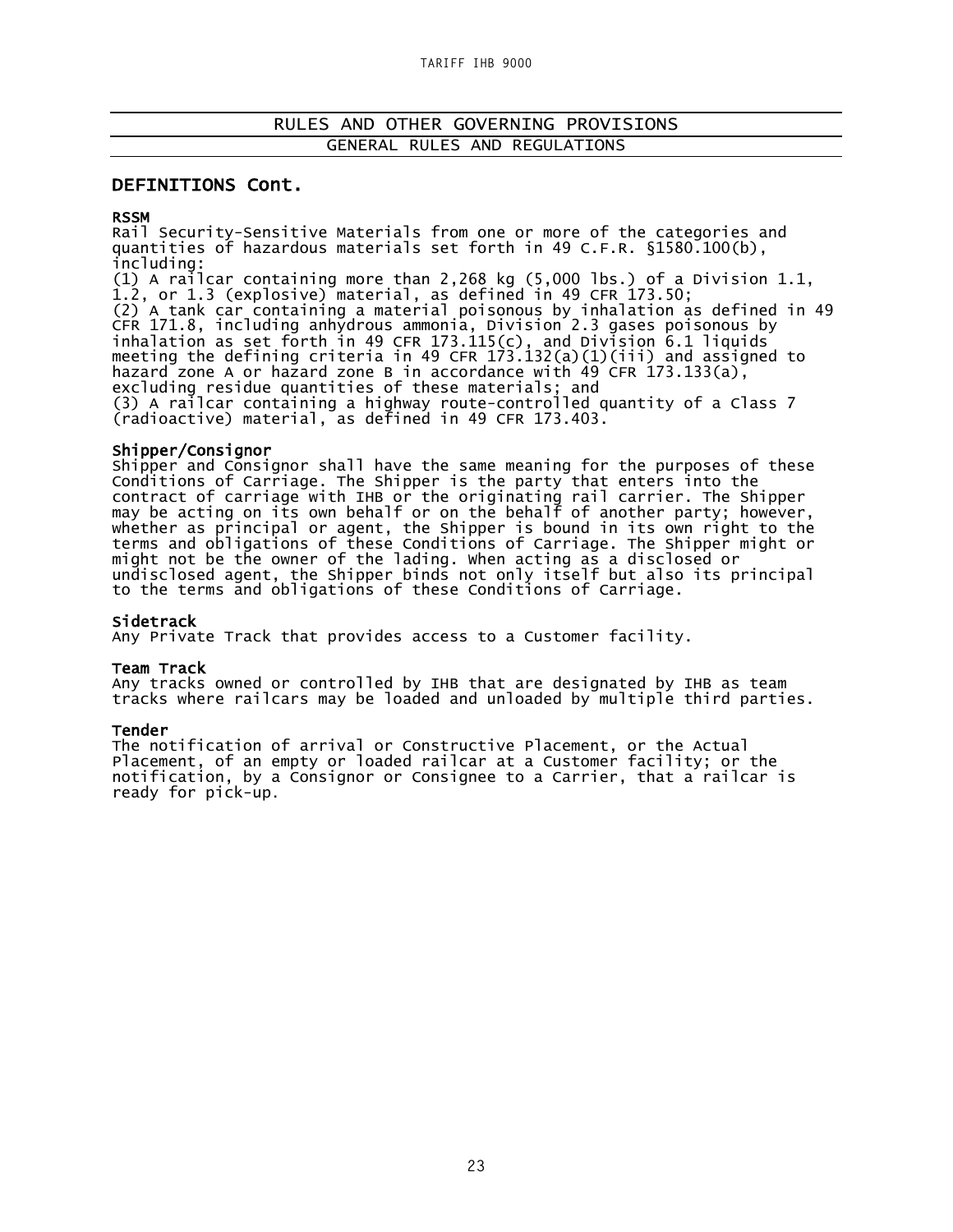## RULES AND OTHER GOVERNING PROVISIONS

### GENERAL RULES AND REGULATIONS

## DEFINITIONS Cont.

**RSSM**
Rail Security-Sensitive Materials from one or more of the categories and quantities of hazardous materials set forth in 49 C.F.R. §1580.100(b), including:
(1) A railcar containing more than 2,268 kg (5,000 lbs.) of a Division 1.1, 1.2, or 1.3 (explosive) material, as defined in 49 CFR 173.50;
(2) A tank car containing a material poisonous by inhalation as defined in 49 CFR 171.8, including anhydrous ammonia, Division 2.3 gases poisonous by inhalation as set forth in 49 CFR 173.115(c), and Division 6.1 liquids meeting the defining criteria in 49 CFR 173.132(a)(1)(iii) and assigned to hazard zone A or hazard zone B in accordance with 49 CFR 173.133(a), excluding residue quantities of these materials; and
(3) A railcar containing a highway route-controlled quantity of a Class 7 (radioactive) material, as defined in 49 CFR 173.403.

**Shipper/Consignor**
Shipper and Consignor shall have the same meaning for the purposes of these Conditions of Carriage. The Shipper is the party that enters into the contract of carriage with IHB or the originating rail carrier. The Shipper may be acting on its own behalf or on the behalf of another party; however, whether as principal or agent, the Shipper is bound in its own right to the terms and obligations of these Conditions of Carriage. The Shipper might or might not be the owner of the lading. When acting as a disclosed or undisclosed agent, the Shipper binds not only itself but also its principal to the terms and obligations of these Conditions of Carriage.

**Sidetrack**
Any Private Track that provides access to a Customer facility.

**Team Track**
Any tracks owned or controlled by IHB that are designated by IHB as team tracks where railcars may be loaded and unloaded by multiple third parties.

**Tender**
The notification of arrival or Constructive Placement, or the Actual Placement, of an empty or loaded railcar at a Customer facility; or the notification, by a Consignor or Consignee to a Carrier, that a railcar is ready for pick-up.